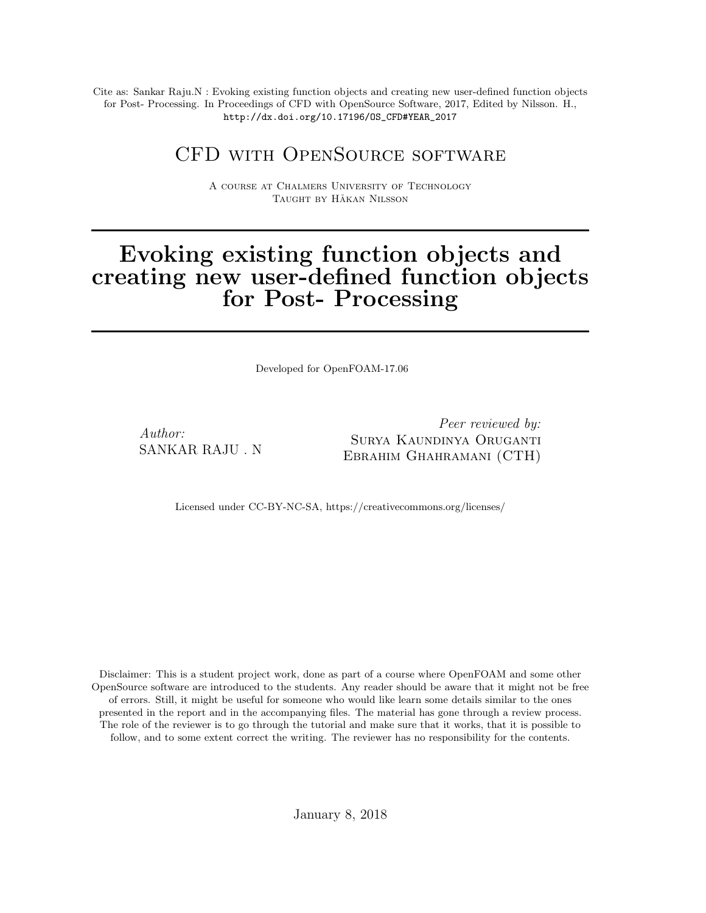Cite as: Sankar Raju.N : Evoking existing function objects and creating new user-defined function objects for Post- Processing. In Proceedings of CFD with OpenSource Software, 2017, Edited by Nilsson. H., http://dx.doi.org/10.17196/OS_CFD#YEAR_2017

CFD with OpenSource software

A course at Chalmers University of Technology
Taught by Håkan Nilsson

# Evoking existing function objects and creating new user-defined function objects for Post- Processing

Developed for OpenFOAM-17.06

*Author:*
SANKAR RAJU . N

*Peer reviewed by:*
Surya Kaundinya Oruganti
Ebrahim Ghahramani (CTH)

Licensed under CC-BY-NC-SA, https://creativecommons.org/licenses/

Disclaimer: This is a student project work, done as part of a course where OpenFOAM and some other OpenSource software are introduced to the students. Any reader should be aware that it might not be free of errors. Still, it might be useful for someone who would like learn some details similar to the ones presented in the report and in the accompanying files. The material has gone through a review process. The role of the reviewer is to go through the tutorial and make sure that it works, that it is possible to follow, and to some extent correct the writing. The reviewer has no responsibility for the contents.

January 8, 2018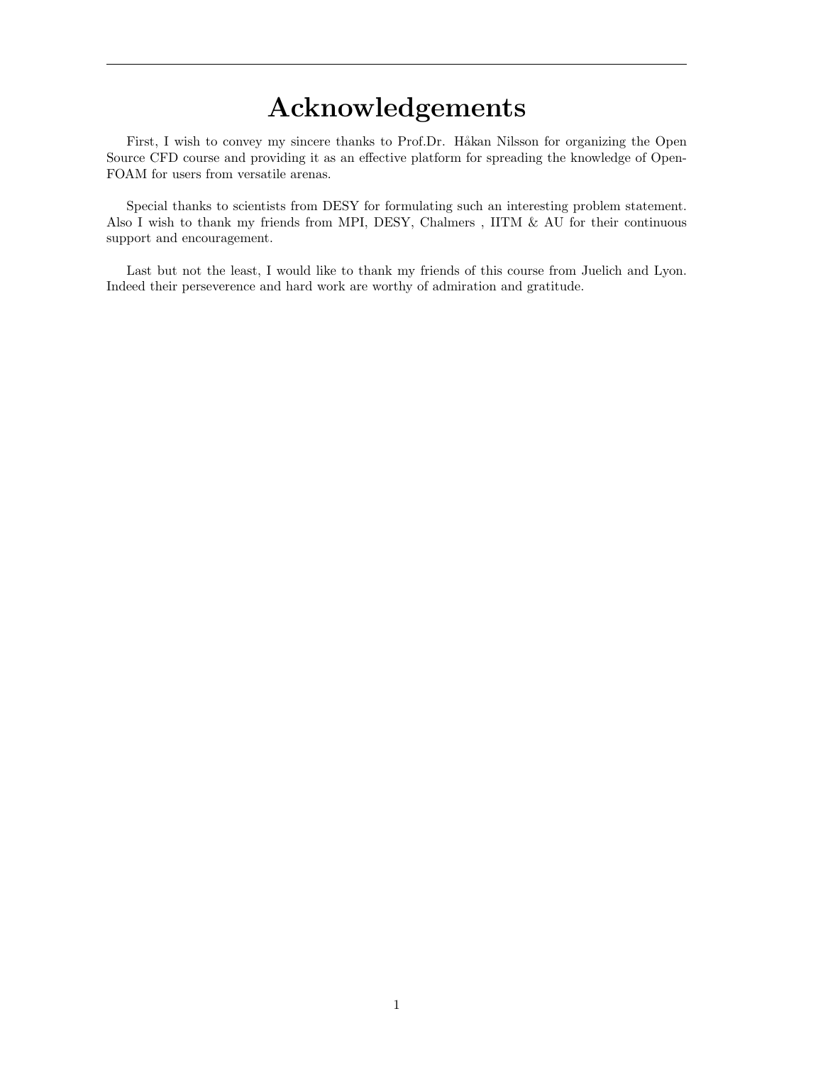# Acknowledgements

First, I wish to convey my sincere thanks to Prof.Dr. Håkan Nilsson for organizing the Open Source CFD course and providing it as an effective platform for spreading the knowledge of Open-FOAM for users from versatile arenas.

Special thanks to scientists from DESY for formulating such an interesting problem statement. Also I wish to thank my friends from MPI, DESY, Chalmers , IITM & AU for their continuous support and encouragement.

Last but not the least, I would like to thank my friends of this course from Juelich and Lyon. Indeed their perseverence and hard work are worthy of admiration and gratitude.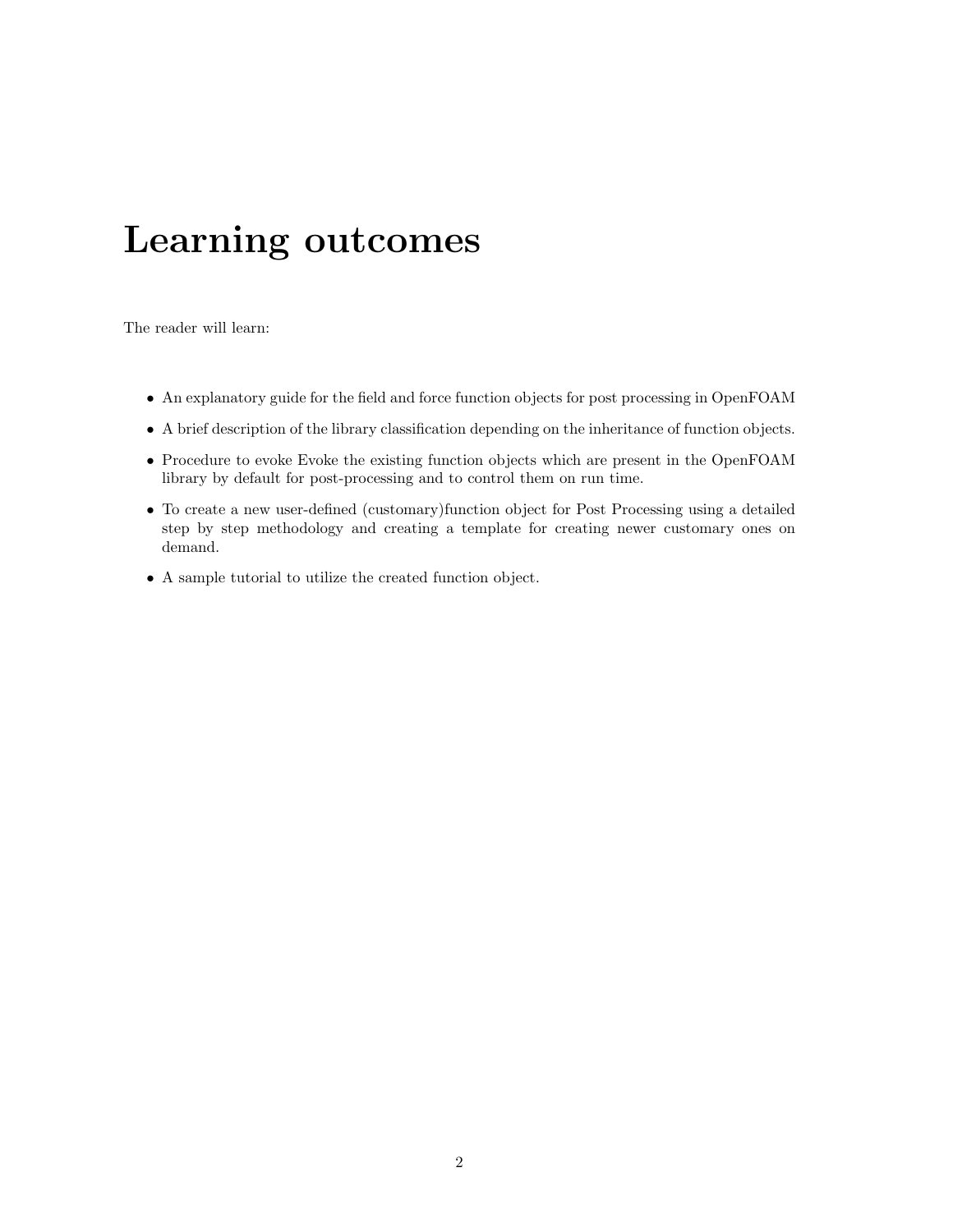# Learning outcomes

The reader will learn:

- An explanatory guide for the field and force function objects for post processing in OpenFOAM
- A brief description of the library classification depending on the inheritance of function objects.
- Procedure to evoke Evoke the existing function objects which are present in the OpenFOAM library by default for post-processing and to control them on run time.
- To create a new user-defined (customary)function object for Post Processing using a detailed step by step methodology and creating a template for creating newer customary ones on demand.
- A sample tutorial to utilize the created function object.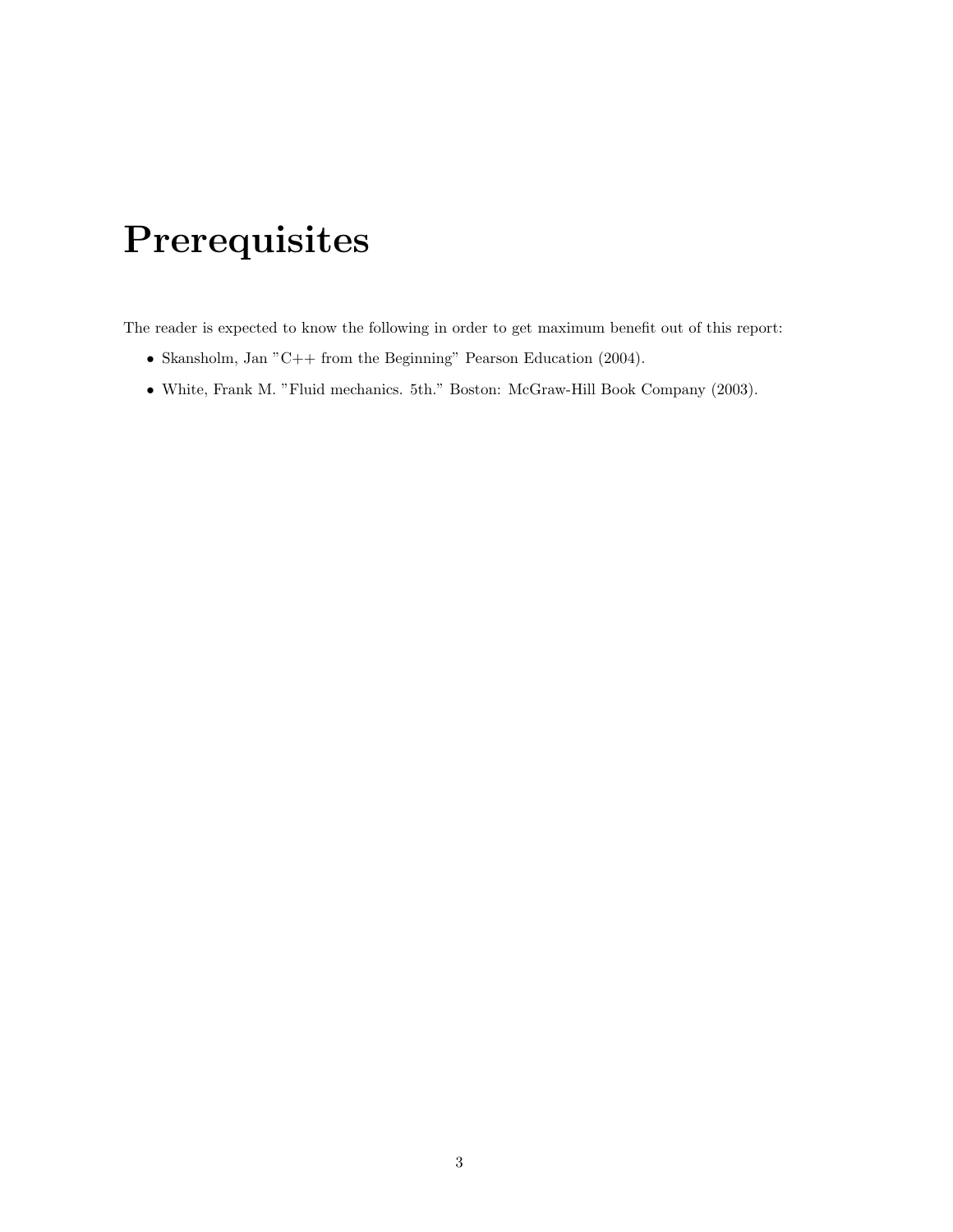# Prerequisites

The reader is expected to know the following in order to get maximum benefit out of this report:

- Skansholm, Jan "C++ from the Beginning" Pearson Education (2004).
- White, Frank M. "Fluid mechanics. 5th." Boston: McGraw-Hill Book Company (2003).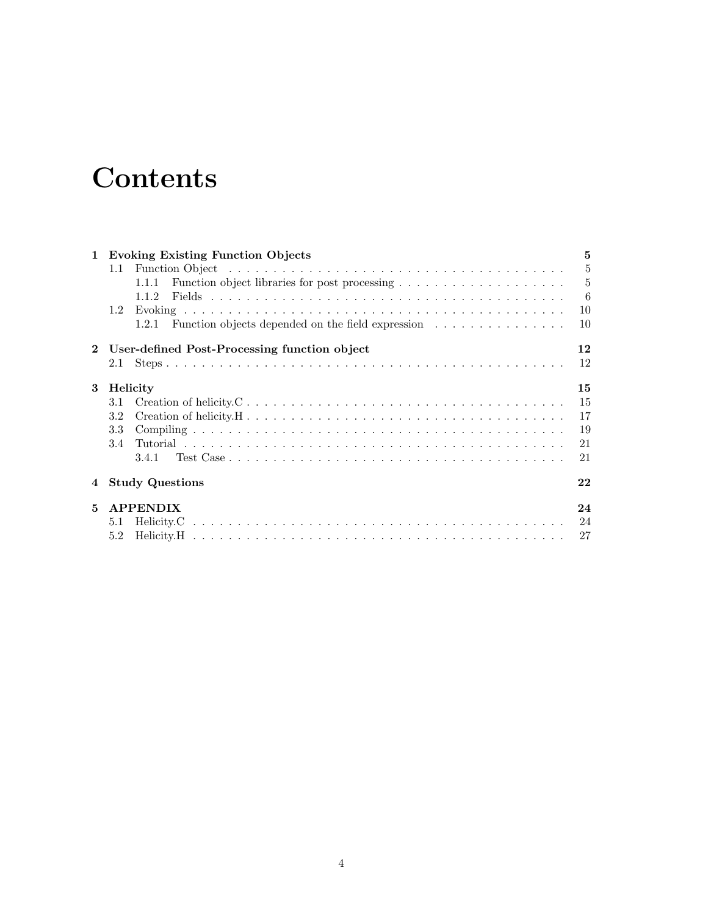# Contents

**1 Evoking Existing Function Objects** **5**

- 1.1 Function Object 5
  - 1.1.1 Function object libraries for post processing 5
  - 1.1.2 Fields 6
- 1.2 Evoking 10
  - 1.2.1 Function objects depended on the field expression 10

**2 User-defined Post-Processing function object** **12**

- 2.1 Steps 12

**3 Helicity** **15**

- 3.1 Creation of helicity.C 15
- 3.2 Creation of helicity.H 17
- 3.3 Compiling 19
- 3.4 Tutorial 21
  - 3.4.1 Test Case 21

**4 Study Questions** **22**

**5 APPENDIX** **24**

- 5.1 Helicity.C 24
- 5.2 Helicity.H 27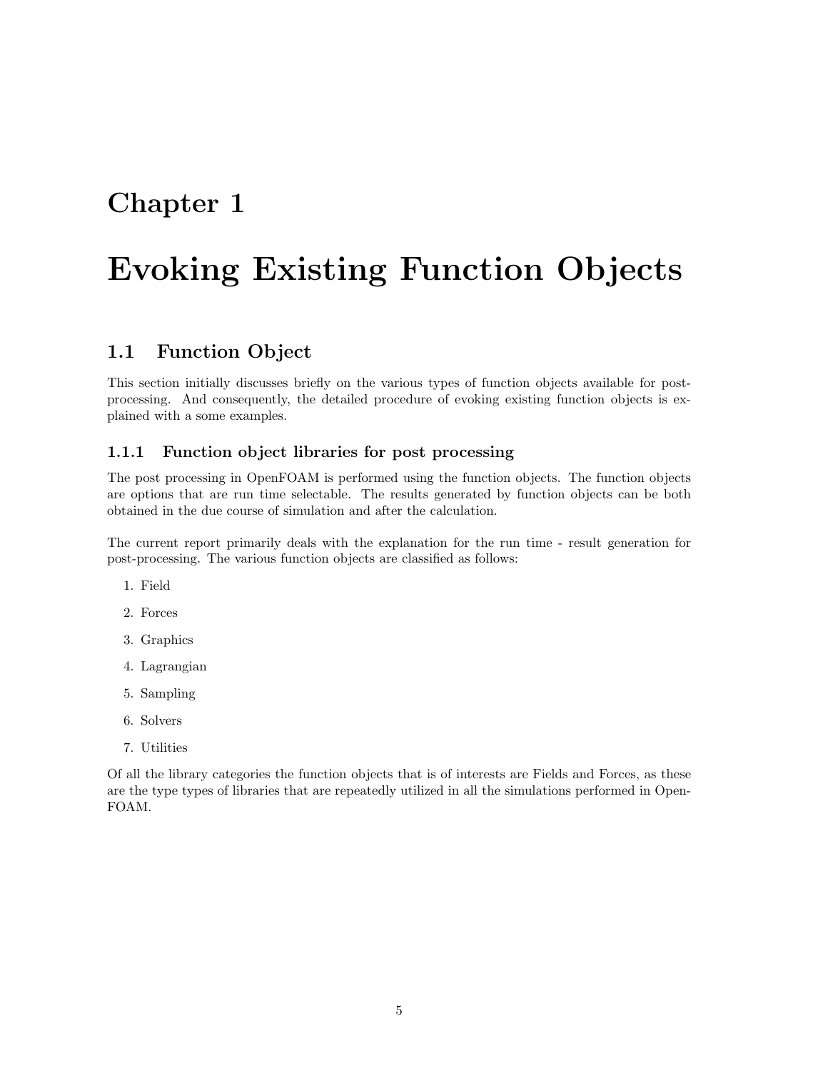# Chapter 1

# Evoking Existing Function Objects

## 1.1 Function Object

This section initially discusses briefly on the various types of function objects available for post-processing. And consequently, the detailed procedure of evoking existing function objects is explained with a some examples.

### 1.1.1 Function object libraries for post processing

The post processing in OpenFOAM is performed using the function objects. The function objects are options that are run time selectable. The results generated by function objects can be both obtained in the due course of simulation and after the calculation.

The current report primarily deals with the explanation for the run time - result generation for post-processing. The various function objects are classified as follows:

1. Field
2. Forces
3. Graphics
4. Lagrangian
5. Sampling
6. Solvers
7. Utilities

Of all the library categories the function objects that is of interests are Fields and Forces, as these are the type types of libraries that are repeatedly utilized in all the simulations performed in OpenFOAM.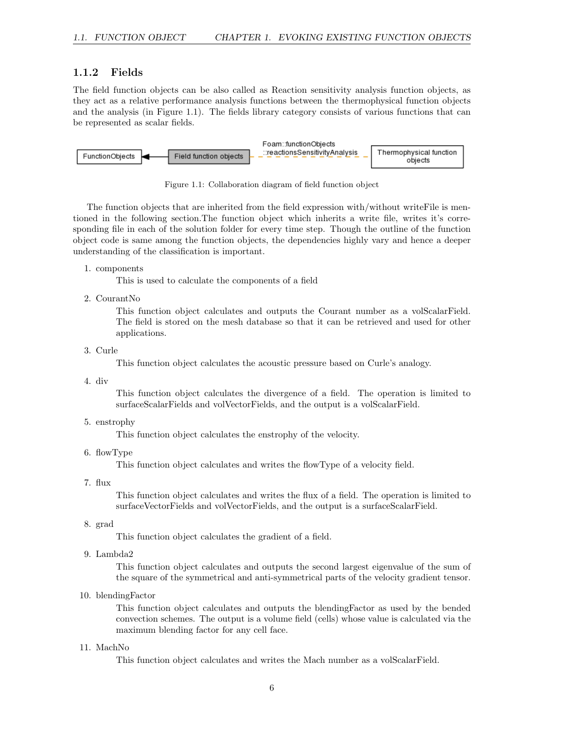### 1.1.2 Fields

The field function objects can be also called as Reaction sensitivity analysis function objects, as they act as a relative performance analysis functions between the thermophysical function objects and the analysis (in Figure 1.1). The fields library category consists of various functions that can be represented as scalar fields.

Figure 1.1: Collaboration diagram of field function object

The function objects that are inherited from the field expression with/without writeFile is mentioned in the following section.The function object which inherits a write file, writes it's corresponding file in each of the solution folder for every time step. Though the outline of the function object code is same among the function objects, the dependencies highly vary and hence a deeper understanding of the classification is important.

1. components

   This is used to calculate the components of a field

2. CourantNo

   This function object calculates and outputs the Courant number as a volScalarField. The field is stored on the mesh database so that it can be retrieved and used for other applications.

3. Curle

   This function object calculates the acoustic pressure based on Curle's analogy.

4. div

   This function object calculates the divergence of a field. The operation is limited to surfaceScalarFields and volVectorFields, and the output is a volScalarField.

5. enstrophy

   This function object calculates the enstrophy of the velocity.

6. flowType

   This function object calculates and writes the flowType of a velocity field.

7. flux

   This function object calculates and writes the flux of a field. The operation is limited to surfaceVectorFields and volVectorFields, and the output is a surfaceScalarField.

8. grad

   This function object calculates the gradient of a field.

9. Lambda2

   This function object calculates and outputs the second largest eigenvalue of the sum of the square of the symmetrical and anti-symmetrical parts of the velocity gradient tensor.

10. blendingFactor

    This function object calculates and outputs the blendingFactor as used by the bended convection schemes. The output is a volume field (cells) whose value is calculated via the maximum blending factor for any cell face.

11. MachNo

    This function object calculates and writes the Mach number as a volScalarField.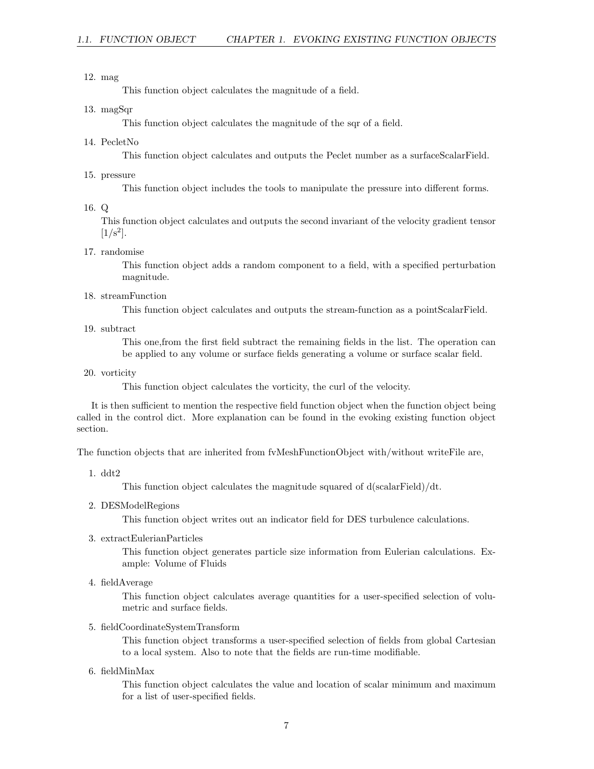12. mag

    This function object calculates the magnitude of a field.

13. magSqr

    This function object calculates the magnitude of the sqr of a field.

14. PecletNo

    This function object calculates and outputs the Peclet number as a surfaceScalarField.

15. pressure

    This function object includes the tools to manipulate the pressure into different forms.

16. Q

    This function object calculates and outputs the second invariant of the velocity gradient tensor $[1/s^2]$.

17. randomise

    This function object adds a random component to a field, with a specified perturbation magnitude.

18. streamFunction

    This function object calculates and outputs the stream-function as a pointScalarField.

19. subtract

    This one,from the first field subtract the remaining fields in the list. The operation can be applied to any volume or surface fields generating a volume or surface scalar field.

20. vorticity

    This function object calculates the vorticity, the curl of the velocity.

It is then sufficient to mention the respective field function object when the function object being called in the control dict. More explanation can be found in the evoking existing function object section.

The function objects that are inherited from fvMeshFunctionObject with/without writeFile are,

1. ddt2

   This function object calculates the magnitude squared of d(scalarField)/dt.

2. DESModelRegions

   This function object writes out an indicator field for DES turbulence calculations.

3. extractEulerianParticles

   This function object generates particle size information from Eulerian calculations. Example: Volume of Fluids

4. fieldAverage

   This function object calculates average quantities for a user-specified selection of volumetric and surface fields.

5. fieldCoordinateSystemTransform

   This function object transforms a user-specified selection of fields from global Cartesian to a local system. Also to note that the fields are run-time modifiable.

6. fieldMinMax

   This function object calculates the value and location of scalar minimum and maximum for a list of user-specified fields.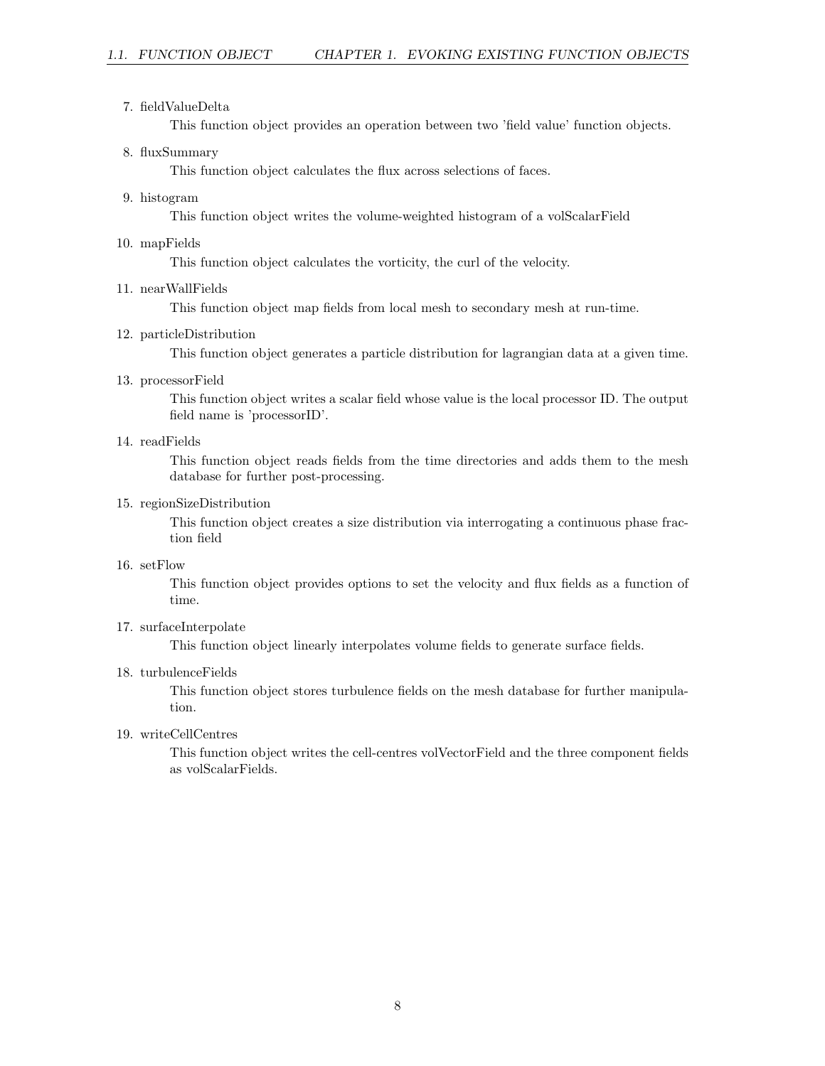7. fieldValueDelta

   This function object provides an operation between two 'field value' function objects.

8. fluxSummary

   This function object calculates the flux across selections of faces.

9. histogram

   This function object writes the volume-weighted histogram of a volScalarField

10. mapFields

    This function object calculates the vorticity, the curl of the velocity.

11. nearWallFields

    This function object map fields from local mesh to secondary mesh at run-time.

12. particleDistribution

    This function object generates a particle distribution for lagrangian data at a given time.

13. processorField

    This function object writes a scalar field whose value is the local processor ID. The output field name is 'processorID'.

14. readFields

    This function object reads fields from the time directories and adds them to the mesh database for further post-processing.

15. regionSizeDistribution

    This function object creates a size distribution via interrogating a continuous phase fraction field

16. setFlow

    This function object provides options to set the velocity and flux fields as a function of time.

17. surfaceInterpolate

    This function object linearly interpolates volume fields to generate surface fields.

18. turbulenceFields

    This function object stores turbulence fields on the mesh database for further manipulation.

19. writeCellCentres

    This function object writes the cell-centres volVectorField and the three component fields as volScalarFields.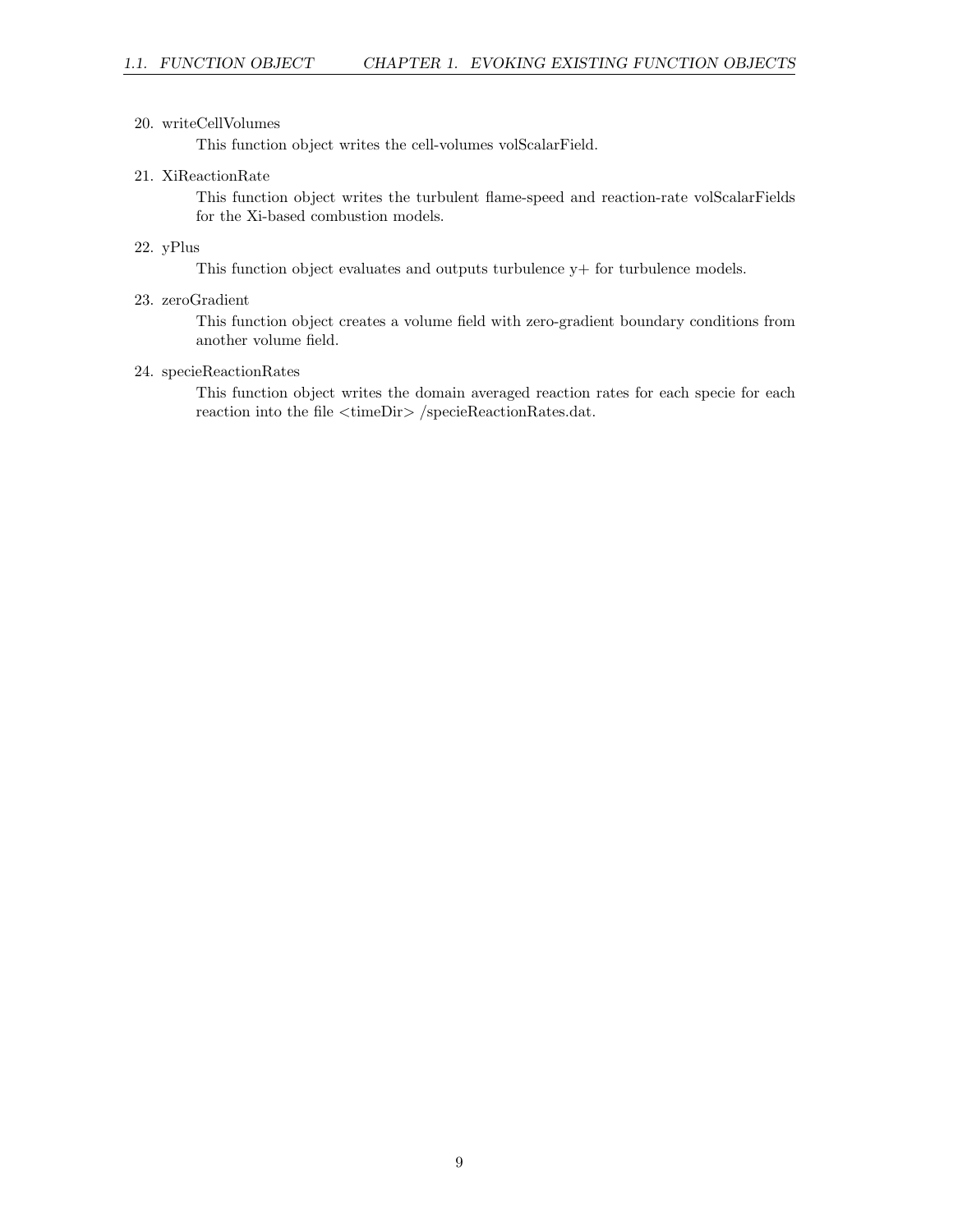20. writeCellVolumes

    This function object writes the cell-volumes volScalarField.

21. XiReactionRate

    This function object writes the turbulent flame-speed and reaction-rate volScalarFields for the Xi-based combustion models.

22. yPlus

    This function object evaluates and outputs turbulence y+ for turbulence models.

23. zeroGradient

    This function object creates a volume field with zero-gradient boundary conditions from another volume field.

24. specieReactionRates

    This function object writes the domain averaged reaction rates for each specie for each reaction into the file <timeDir> /specieReactionRates.dat.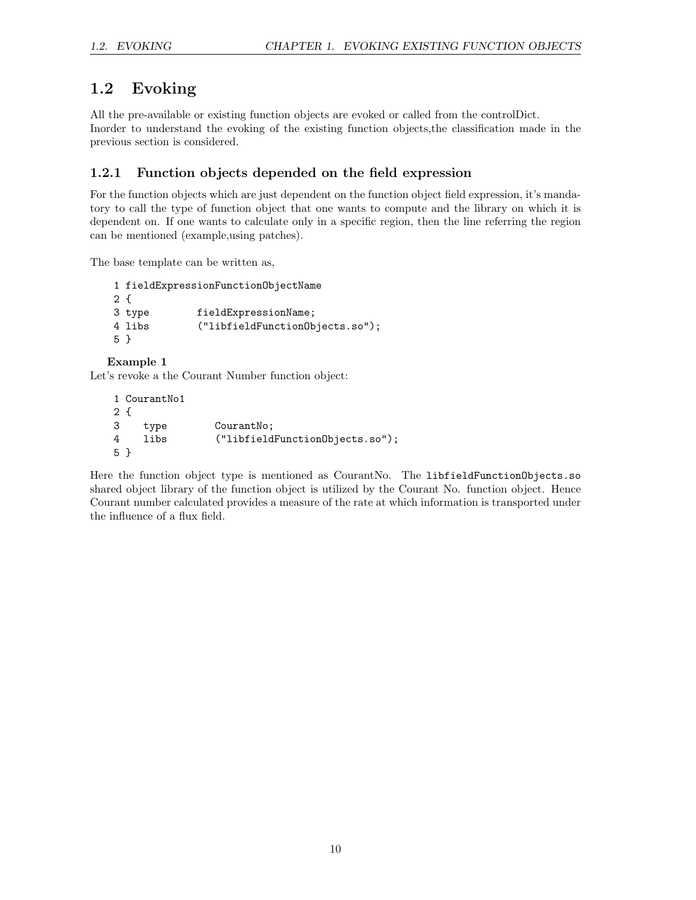## 1.2 Evoking

All the pre-available or existing function objects are evoked or called from the controlDict.
Inorder to understand the evoking of the existing function objects,the classification made in the previous section is considered.

### 1.2.1 Function objects depended on the field expression

For the function objects which are just dependent on the function object field expression, it's mandatory to call the type of function object that one wants to compute and the library on which it is dependent on. If one wants to calculate only in a specific region, then the line referring the region can be mentioned (example,using patches).

The base template can be written as,

```
1 fieldExpressionFunctionObjectName
2 {
3 type        fieldExpressionName;
4 libs        ("libfieldFunctionObjects.so");
5 }
```

**Example 1**

Let's revoke a the Courant Number function object:

```
1 CourantNo1
2 {
3    type        CourantNo;
4    libs        ("libfieldFunctionObjects.so");
5 }
```

Here the function object type is mentioned as CourantNo. The `libfieldFunctionObjects.so` shared object library of the function object is utilized by the Courant No. function object. Hence Courant number calculated provides a measure of the rate at which information is transported under the influence of a flux field.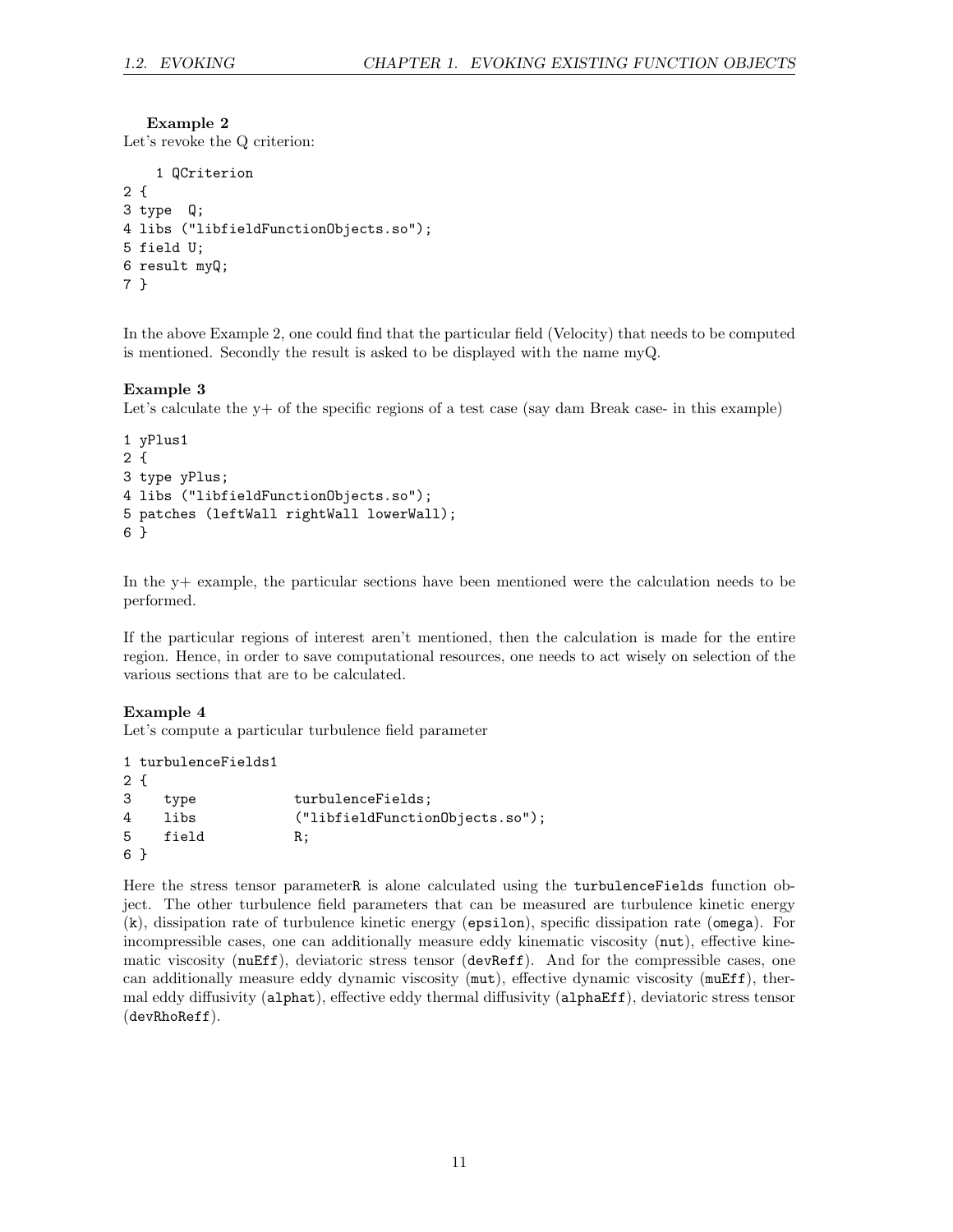**Example 2**

Let's revoke the Q criterion:

```
    1 QCriterion
2 {
3 type  Q;
4 libs ("libfieldFunctionObjects.so");
5 field U;
6 result myQ;
7 }
```

In the above Example 2, one could find that the particular field (Velocity) that needs to be computed is mentioned. Secondly the result is asked to be displayed with the name myQ.

**Example 3**

Let's calculate the y+ of the specific regions of a test case (say dam Break case- in this example)

```
1 yPlus1
2 {
3 type yPlus;
4 libs ("libfieldFunctionObjects.so");
5 patches (leftWall rightWall lowerWall);
6 }
```

In the y+ example, the particular sections have been mentioned were the calculation needs to be performed.

If the particular regions of interest aren't mentioned, then the calculation is made for the entire region. Hence, in order to save computational resources, one needs to act wisely on selection of the various sections that are to be calculated.

**Example 4**

Let's compute a particular turbulence field parameter

```
1 turbulenceFields1
2 {
3    type            turbulenceFields;
4    libs            ("libfieldFunctionObjects.so");
5    field           R;
6 }
```

Here the stress tensor parameter`R` is alone calculated using the `turbulenceFields` function object. The other turbulence field parameters that can be measured are turbulence kinetic energy (`k`), dissipation rate of turbulence kinetic energy (`epsilon`), specific dissipation rate (`omega`). For incompressible cases, one can additionally measure eddy kinematic viscosity (`nut`), effective kinematic viscosity (`nuEff`), deviatoric stress tensor (`devReff`). And for the compressible cases, one can additionally measure eddy dynamic viscosity (`mut`), effective dynamic viscosity (`muEff`), thermal eddy diffusivity (`alphat`), effective eddy thermal diffusivity (`alphaEff`), deviatoric stress tensor (`devRhoReff`).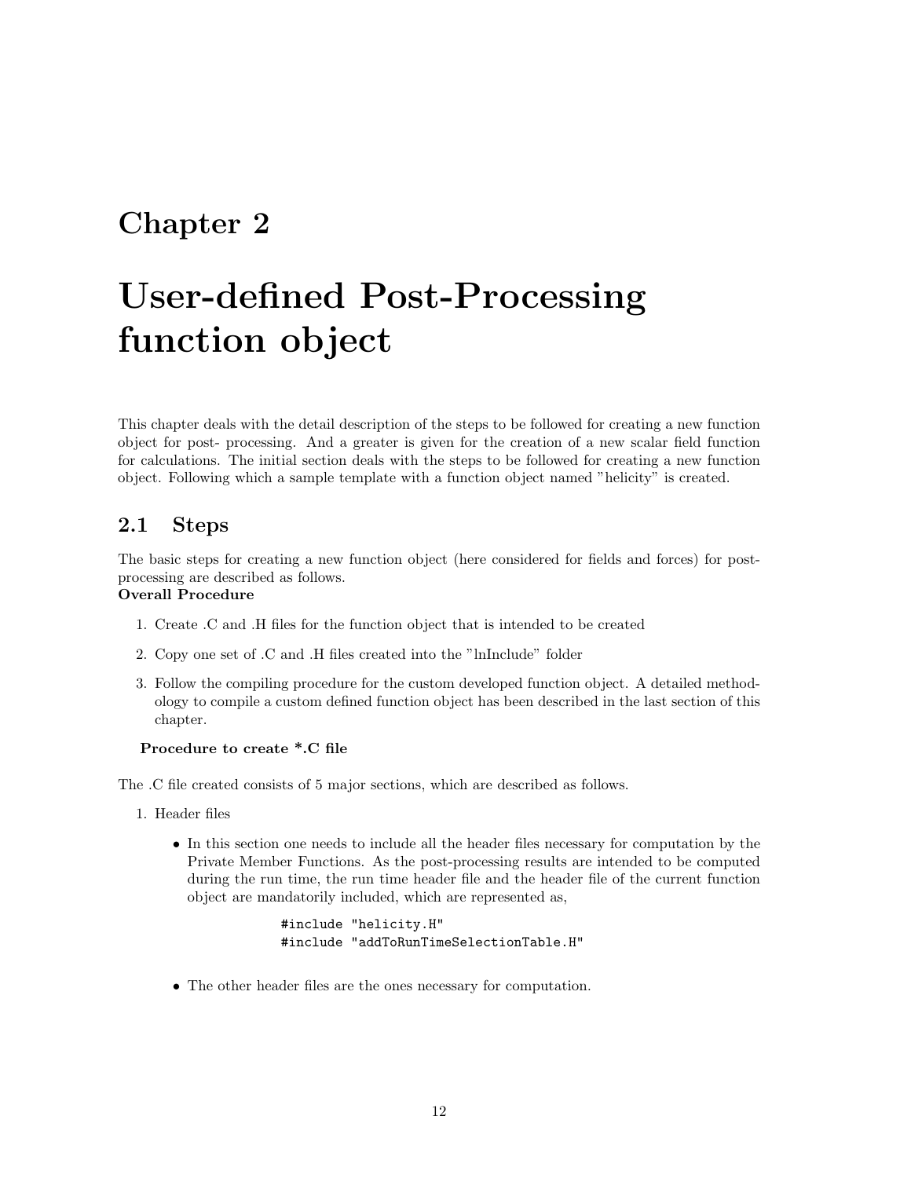# Chapter 2

# User-defined Post-Processing function object

This chapter deals with the detail description of the steps to be followed for creating a new function object for post- processing. And a greater is given for the creation of a new scalar field function for calculations. The initial section deals with the steps to be followed for creating a new function object. Following which a sample template with a function object named "helicity" is created.

## 2.1 Steps

The basic steps for creating a new function object (here considered for fields and forces) for post-processing are described as follows.

**Overall Procedure**

1. Create .C and .H files for the function object that is intended to be created
2. Copy one set of .C and .H files created into the "lnInclude" folder
3. Follow the compiling procedure for the custom developed function object. A detailed methodology to compile a custom defined function object has been described in the last section of this chapter.

**Procedure to create *.C file**

The .C file created consists of 5 major sections, which are described as follows.

1. Header files
   - In this section one needs to include all the header files necessary for computation by the Private Member Functions. As the post-processing results are intended to be computed during the run time, the run time header file and the header file of the current function object are mandatorily included, which are represented as,

     ```
     #include "helicity.H"
     #include "addToRunTimeSelectionTable.H"
     ```

   - The other header files are the ones necessary for computation.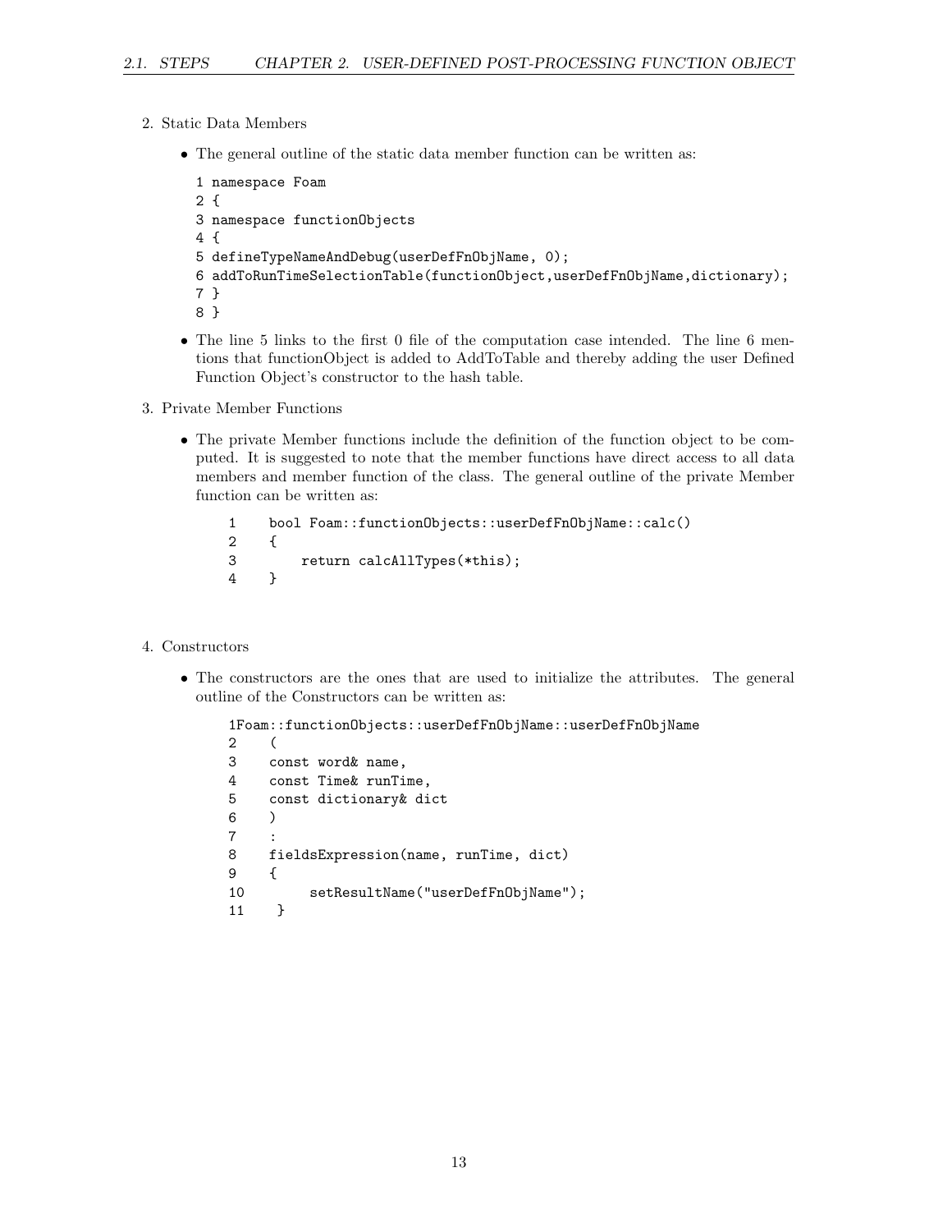2. Static Data Members

   - The general outline of the static data member function can be written as:

   ```
   1 namespace Foam
   2 {
   3 namespace functionObjects
   4 {
   5 defineTypeNameAndDebug(userDefFnObjName, 0);
   6 addToRunTimeSelectionTable(functionObject,userDefFnObjName,dictionary);
   7 }
   8 }
   ```

   - The line 5 links to the first 0 file of the computation case intended. The line 6 mentions that functionObject is added to AddToTable and thereby adding the user Defined Function Object's constructor to the hash table.

3. Private Member Functions

   - The private Member functions include the definition of the function object to be computed. It is suggested to note that the member functions have direct access to all data members and member function of the class. The general outline of the private Member function can be written as:

   ```
   1    bool Foam::functionObjects::userDefFnObjName::calc()
   2    {
   3        return calcAllTypes(*this);
   4    }
   ```

4. Constructors

   - The constructors are the ones that are used to initialize the attributes. The general outline of the Constructors can be written as:

   ```
   1Foam::functionObjects::userDefFnObjName::userDefFnObjName
   2    (
   3    const word& name,
   4    const Time& runTime,
   5    const dictionary& dict
   6    )
   7    :
   8    fieldsExpression(name, runTime, dict)
   9    {
   10        setResultName("userDefFnObjName");
   11    }
   ```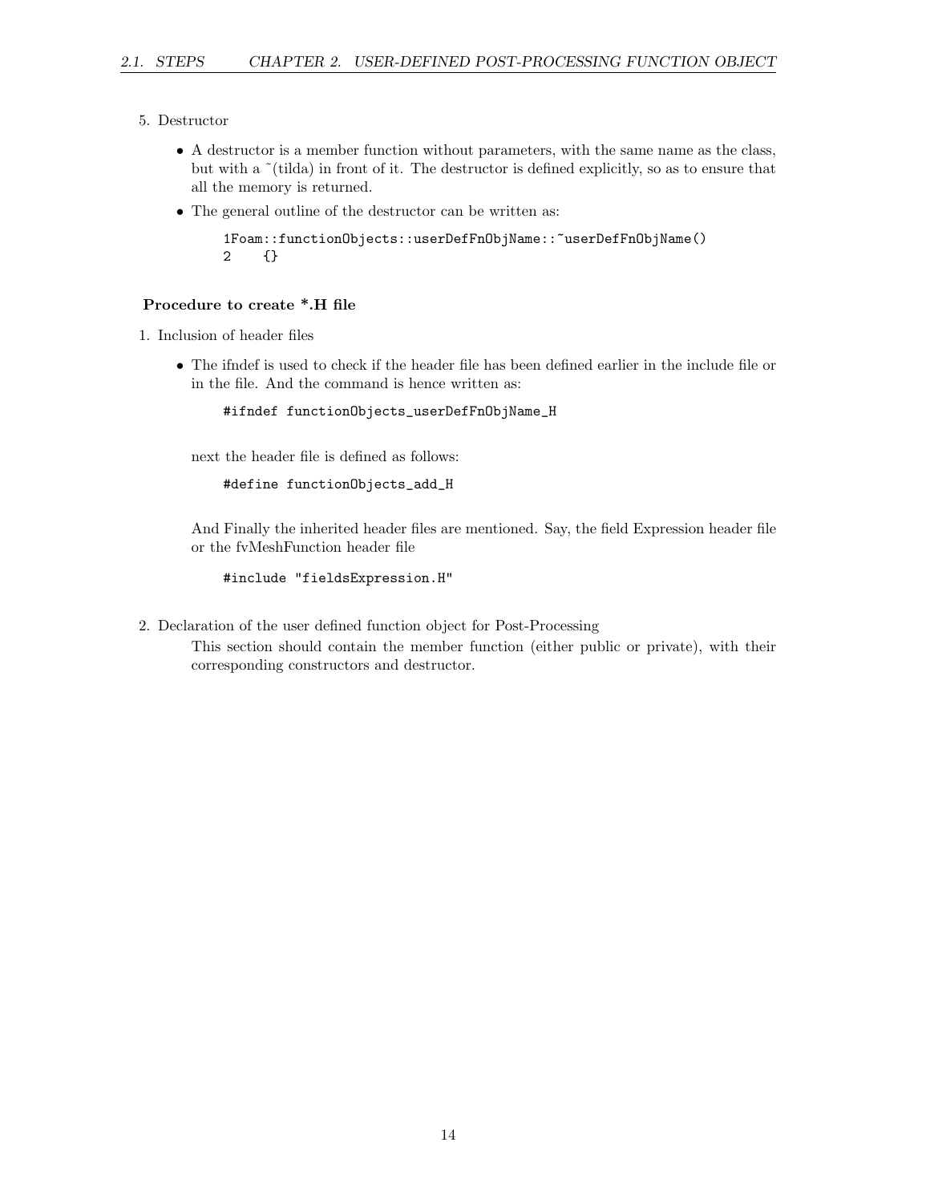5. Destructor

   - A destructor is a member function without parameters, with the same name as the class, but with a ˜(tilda) in front of it. The destructor is defined explicitly, so as to ensure that all the memory is returned.
   - The general outline of the destructor can be written as:

```
1Foam::functionObjects::userDefFnObjName::~userDefFnObjName()
2    {}
```

**Procedure to create *.H file**

1. Inclusion of header files

   - The ifndef is used to check if the header file has been defined earlier in the include file or in the file. And the command is hence written as:

   ```
   #ifndef functionObjects_userDefFnObjName_H
   ```

   next the header file is defined as follows:

   ```
   #define functionObjects_add_H
   ```

   And Finally the inherited header files are mentioned. Say, the field Expression header file or the fvMeshFunction header file

   ```
   #include "fieldsExpression.H"
   ```

2. Declaration of the user defined function object for Post-Processing

   This section should contain the member function (either public or private), with their corresponding constructors and destructor.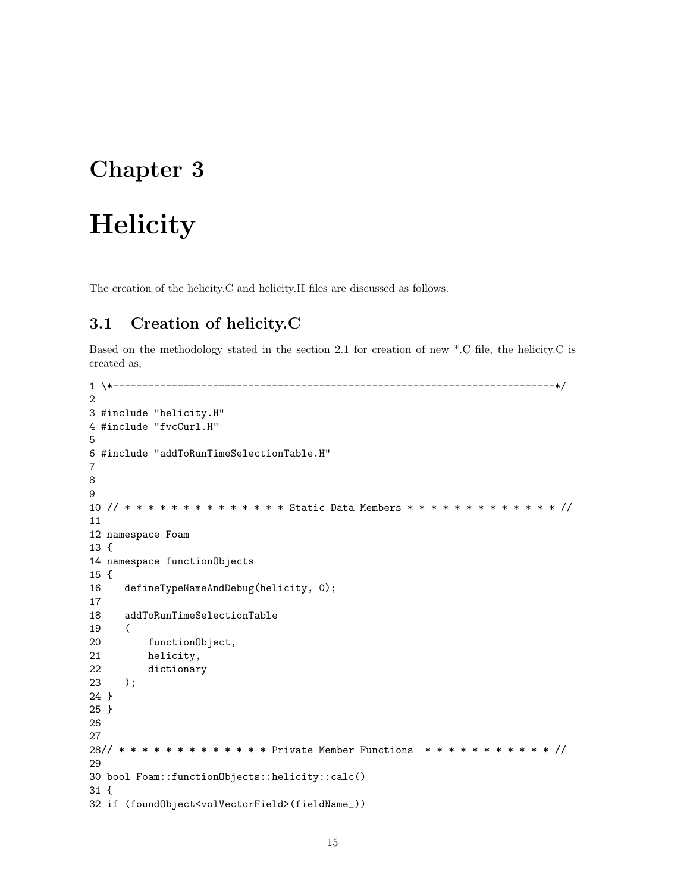// Chapter 3

# Helicity

The creation of the helicity.C and helicity.H files are discussed as follows.

## 3.1 Creation of helicity.C

Based on the methodology stated in the section 2.1 for creation of new *.C file, the helicity.C is created as,

```
1 \*---------------------------------------------------------------------------*/
2
3 #include "helicity.H"
4 #include "fvcCurl.H"
5
6 #include "addToRunTimeSelectionTable.H"
7
8
9
10 // * * * * * * * * * * * * * * Static Data Members * * * * * * * * * * * * * //
11
12 namespace Foam
13 {
14 namespace functionObjects
15 {
16    defineTypeNameAndDebug(helicity, 0);
17
18    addToRunTimeSelectionTable
19    (
20        functionObject,
21        helicity,
22        dictionary
23    );
24 }
25 }
26
27
28// * * * * * * * * * * * * * Private Member Functions  * * * * * * * * * * * //
29
30 bool Foam::functionObjects::helicity::calc()
31 {
32 if (foundObject<volVectorField>(fieldName_))
```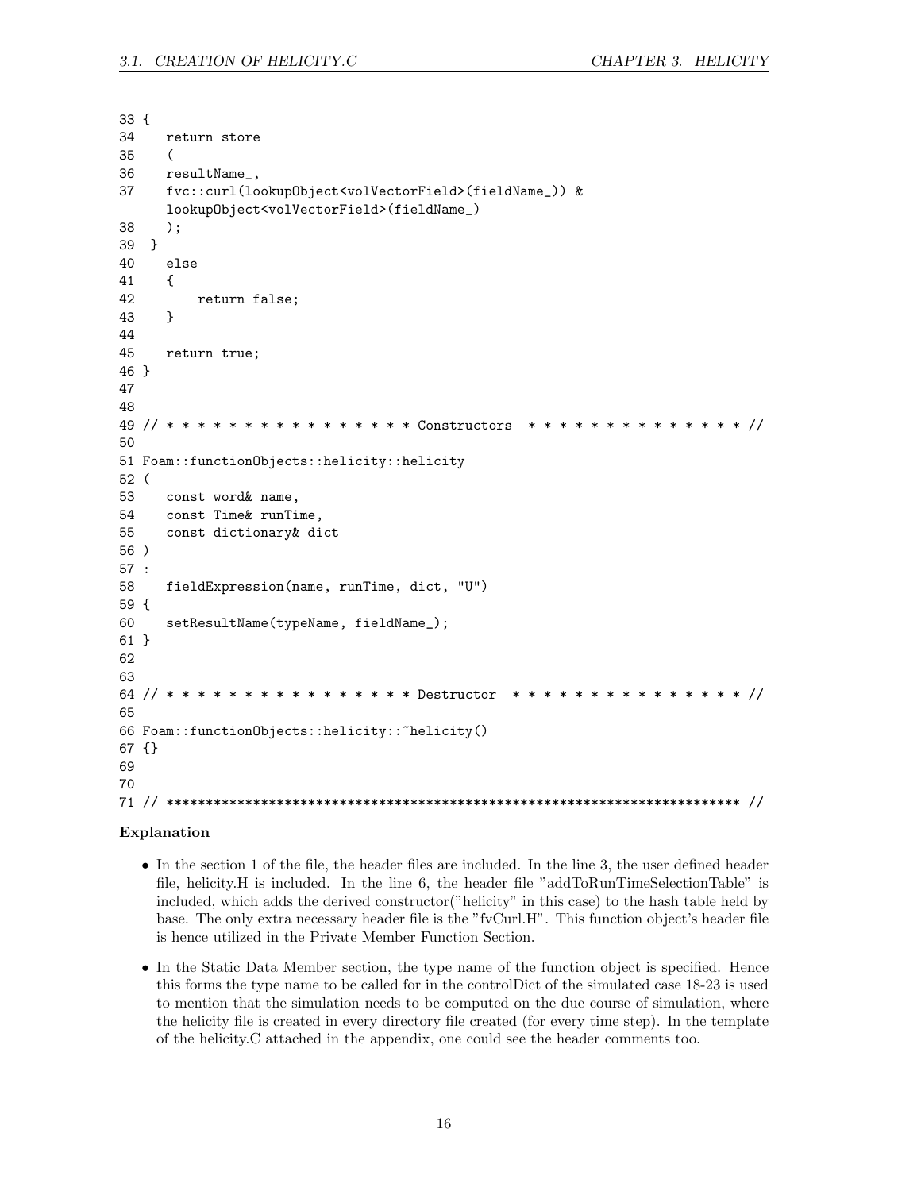```
33 {
34    return store
35    (
36    resultName_,
37    fvc::curl(lookupObject<volVectorField>(fieldName_)) &
      lookupObject<volVectorField>(fieldName_)
38    );
39  }
40    else
41    {
42        return false;
43    }
44
45    return true;
46 }
47
48
49 // * * * * * * * * * * * * * * * * Constructors  * * * * * * * * * * * * * * //
50
51 Foam::functionObjects::helicity::helicity
52 (
53    const word& name,
54    const Time& runTime,
55    const dictionary& dict
56 )
57 :
58    fieldExpression(name, runTime, dict, "U")
59 {
60    setResultName(typeName, fieldName_);
61 }
62
63
64 // * * * * * * * * * * * * * * * * Destructor  * * * * * * * * * * * * * * * //
65
66 Foam::functionObjects::helicity::~helicity()
67 {}
69
70
71 // ************************************************************************* //
```

### Explanation

- In the section 1 of the file, the header files are included. In the line 3, the user defined header file, helicity.H is included. In the line 6, the header file "addToRunTimeSelectionTable" is included, which adds the derived constructor("helicity" in this case) to the hash table held by base. The only extra necessary header file is the "fvCurl.H". This function object's header file is hence utilized in the Private Member Function Section.
- In the Static Data Member section, the type name of the function object is specified. Hence this forms the type name to be called for in the controlDict of the simulated case 18-23 is used to mention that the simulation needs to be computed on the due course of simulation, where the helicity file is created in every directory file created (for every time step). In the template of the helicity.C attached in the appendix, one could see the header comments too.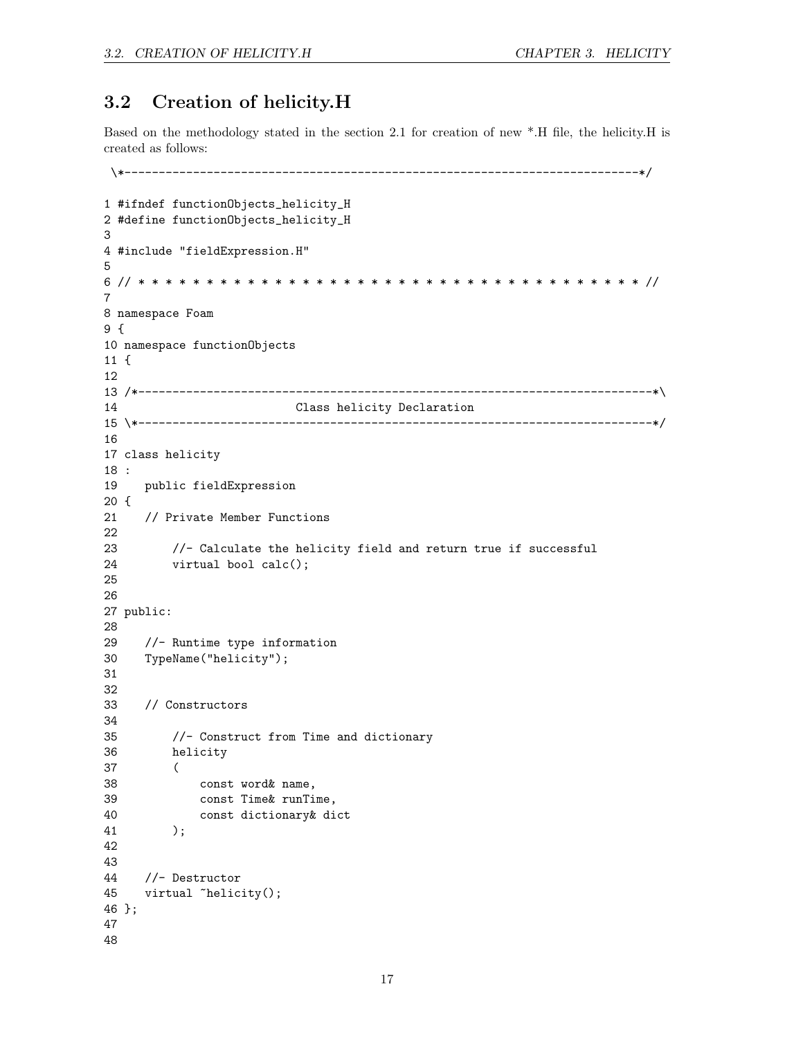## 3.2 Creation of helicity.H

Based on the methodology stated in the section 2.1 for creation of new *.H file, the helicity.H is created as follows:

```
 \*---------------------------------------------------------------------------*/

1 #ifndef functionObjects_helicity_H
2 #define functionObjects_helicity_H
3
4 #include "fieldExpression.H"
5
6 // * * * * * * * * * * * * * * * * * * * * * * * * * * * * * * * * * * * * * //
7
8 namespace Foam
9 {
10 namespace functionObjects
11 {
12
13 /*---------------------------------------------------------------------------*\
14                          Class helicity Declaration
15 \*---------------------------------------------------------------------------*/
16
17 class helicity
18 :
19    public fieldExpression
20 {
21    // Private Member Functions
22
23        //- Calculate the helicity field and return true if successful
24        virtual bool calc();
25
26
27 public:
28
29    //- Runtime type information
30    TypeName("helicity");
31
32
33    // Constructors
34
35        //- Construct from Time and dictionary
36        helicity
37        (
38            const word& name,
39            const Time& runTime,
40            const dictionary& dict
41        );
42
43
44    //- Destructor
45    virtual ~helicity();
46 };
47
48
```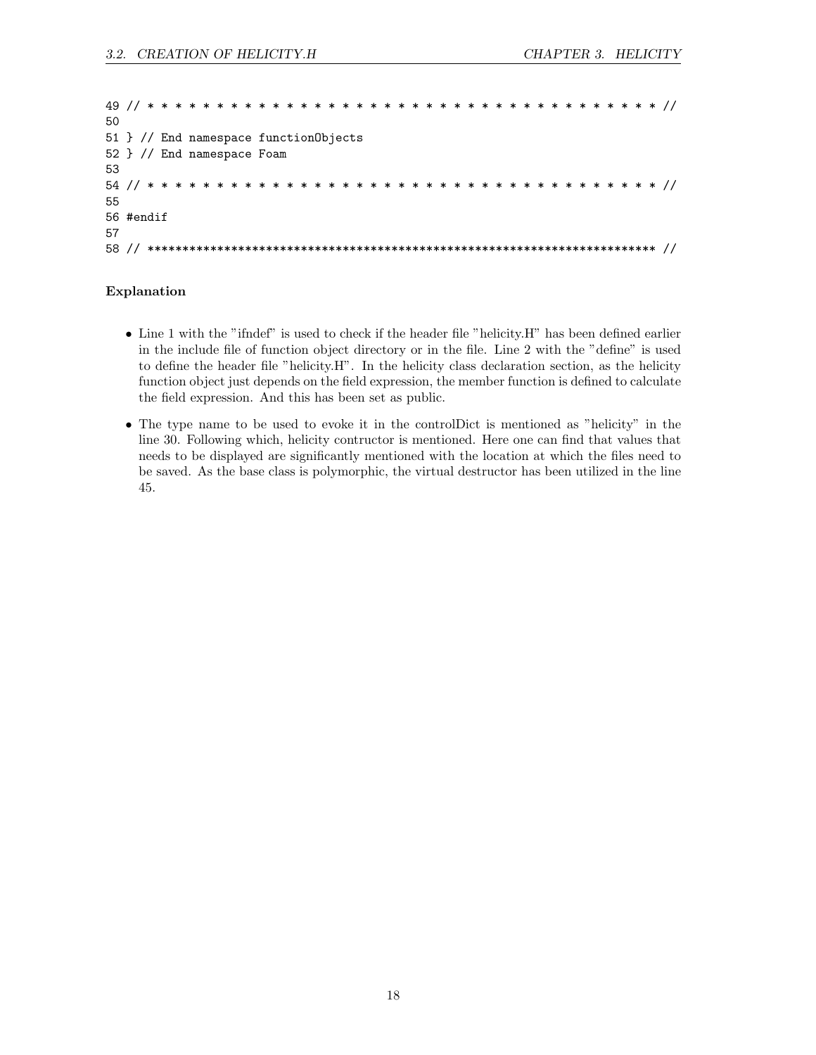```
49 // * * * * * * * * * * * * * * * * * * * * * * * * * * * * * * * * * * * * * * //
50
51 } // End namespace functionObjects
52 } // End namespace Foam
53
54 // * * * * * * * * * * * * * * * * * * * * * * * * * * * * * * * * * * * * * * //
55
56 #endif
57
58 // ************************************************************************* //
```

**Explanation**

- Line 1 with the "ifndef" is used to check if the header file "helicity.H" has been defined earlier in the include file of function object directory or in the file. Line 2 with the "define" is used to define the header file "helicity.H". In the helicity class declaration section, as the helicity function object just depends on the field expression, the member function is defined to calculate the field expression. And this has been set as public.
- The type name to be used to evoke it in the controlDict is mentioned as "helicity" in the line 30. Following which, helicity contructor is mentioned. Here one can find that values that needs to be displayed are significantly mentioned with the location at which the files need to be saved. As the base class is polymorphic, the virtual destructor has been utilized in the line 45.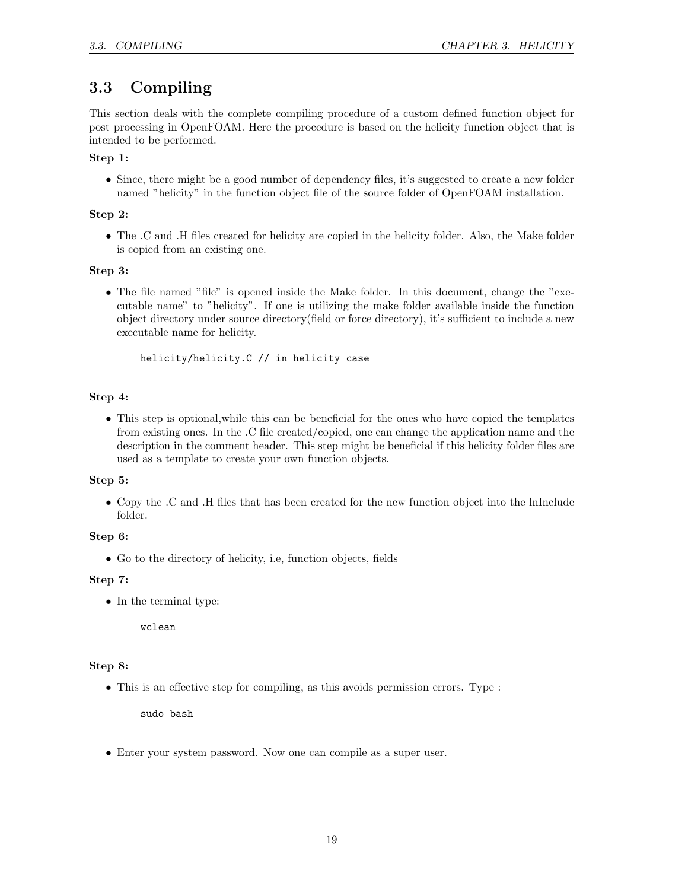## 3.3 Compiling

This section deals with the complete compiling procedure of a custom defined function object for post processing in OpenFOAM. Here the procedure is based on the helicity function object that is intended to be performed.

**Step 1:**

- Since, there might be a good number of dependency files, it's suggested to create a new folder named "helicity" in the function object file of the source folder of OpenFOAM installation.

**Step 2:**

- The .C and .H files created for helicity are copied in the helicity folder. Also, the Make folder is copied from an existing one.

**Step 3:**

- The file named "file" is opened inside the Make folder. In this document, change the "executable name" to "helicity". If one is utilizing the make folder available inside the function object directory under source directory(field or force directory), it's sufficient to include a new executable name for helicity.

```
helicity/helicity.C // in helicity case
```

**Step 4:**

- This step is optional,while this can be beneficial for the ones who have copied the templates from existing ones. In the .C file created/copied, one can change the application name and the description in the comment header. This step might be beneficial if this helicity folder files are used as a template to create your own function objects.

**Step 5:**

- Copy the .C and .H files that has been created for the new function object into the lnInclude folder.

**Step 6:**

- Go to the directory of helicity, i.e, function objects, fields

**Step 7:**

- In the terminal type:

```
wclean
```

**Step 8:**

- This is an effective step for compiling, as this avoids permission errors. Type :

```
sudo bash
```

- Enter your system password. Now one can compile as a super user.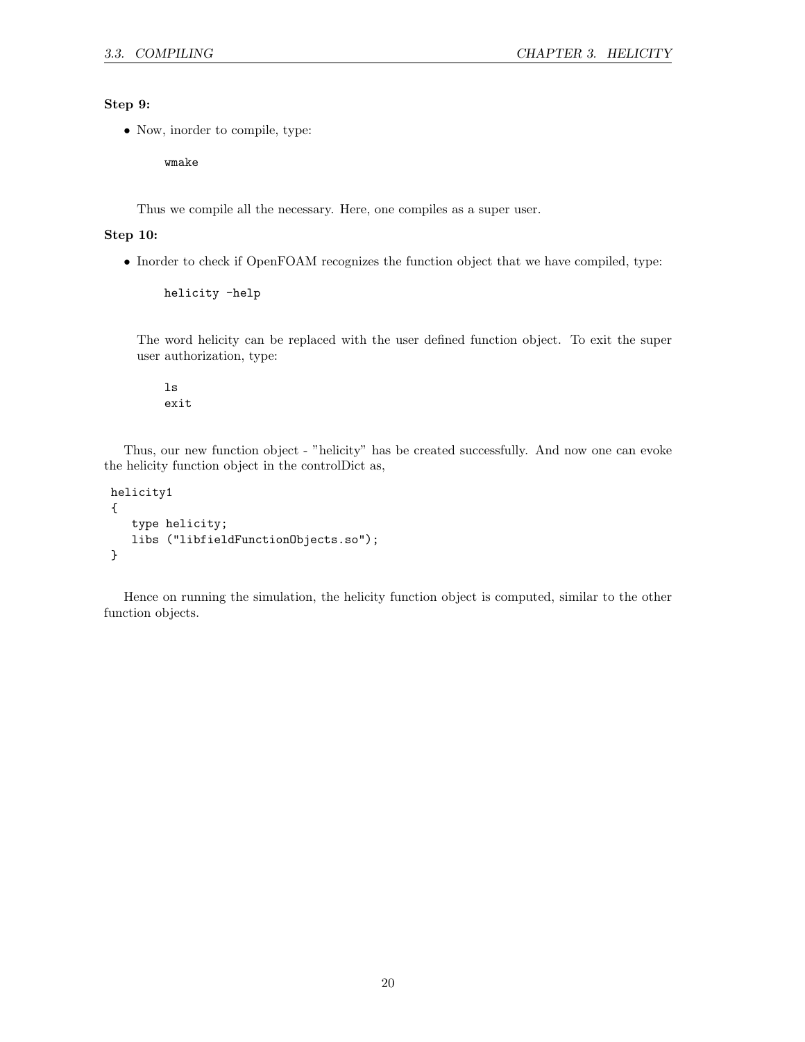**Step 9:**

- Now, inorder to compile, type:

```
wmake
```

Thus we compile all the necessary. Here, one compiles as a super user.

**Step 10:**

- Inorder to check if OpenFOAM recognizes the function object that we have compiled, type:

```
helicity -help
```

The word helicity can be replaced with the user defined function object. To exit the super user authorization, type:

```
ls
exit
```

Thus, our new function object - "helicity" has be created successfully. And now one can evoke the helicity function object in the controlDict as,

```
helicity1
{
   type helicity;
   libs ("libfieldFunctionObjects.so");
}
```

Hence on running the simulation, the helicity function object is computed, similar to the other function objects.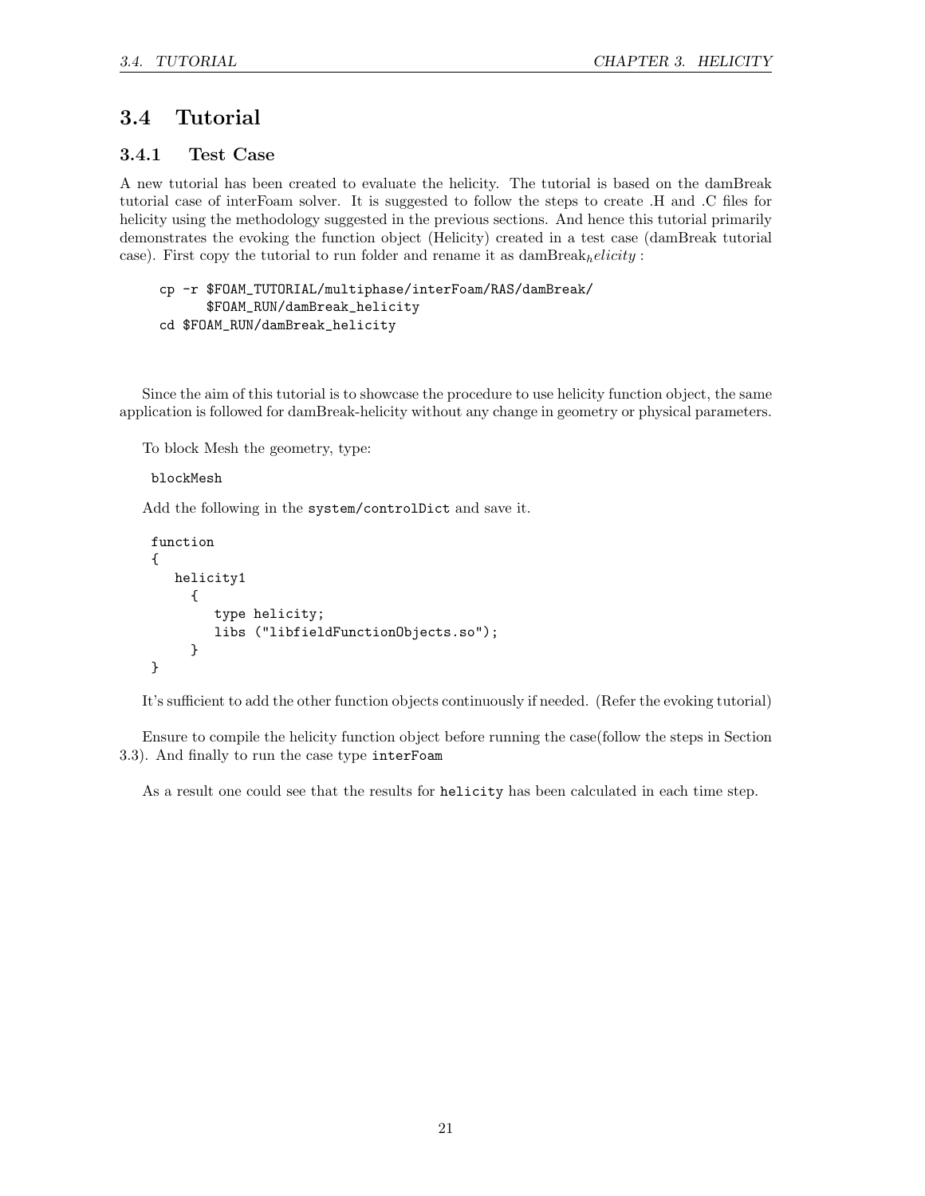## 3.4 Tutorial

### 3.4.1 Test Case

A new tutorial has been created to evaluate the helicity. The tutorial is based on the damBreak tutorial case of interFoam solver. It is suggested to follow the steps to create .H and .C files for helicity using the methodology suggested in the previous sections. And hence this tutorial primarily demonstrates the evoking the function object (Helicity) created in a test case (damBreak tutorial case). First copy the tutorial to run folder and rename it as damBreak$_helicity$ :

```
cp -r $FOAM_TUTORIAL/multiphase/interFoam/RAS/damBreak/
      $FOAM_RUN/damBreak_helicity
cd $FOAM_RUN/damBreak_helicity
```

Since the aim of this tutorial is to showcase the procedure to use helicity function object, the same application is followed for damBreak-helicity without any change in geometry or physical parameters.

To block Mesh the geometry, type:

```
blockMesh
```

Add the following in the `system/controlDict` and save it.

```
function
{
   helicity1
     {
        type helicity;
        libs ("libfieldFunctionObjects.so");
     }
}
```

It's sufficient to add the other function objects continuously if needed. (Refer the evoking tutorial)

Ensure to compile the helicity function object before running the case(follow the steps in Section 3.3). And finally to run the case type `interFoam`

As a result one could see that the results for `helicity` has been calculated in each time step.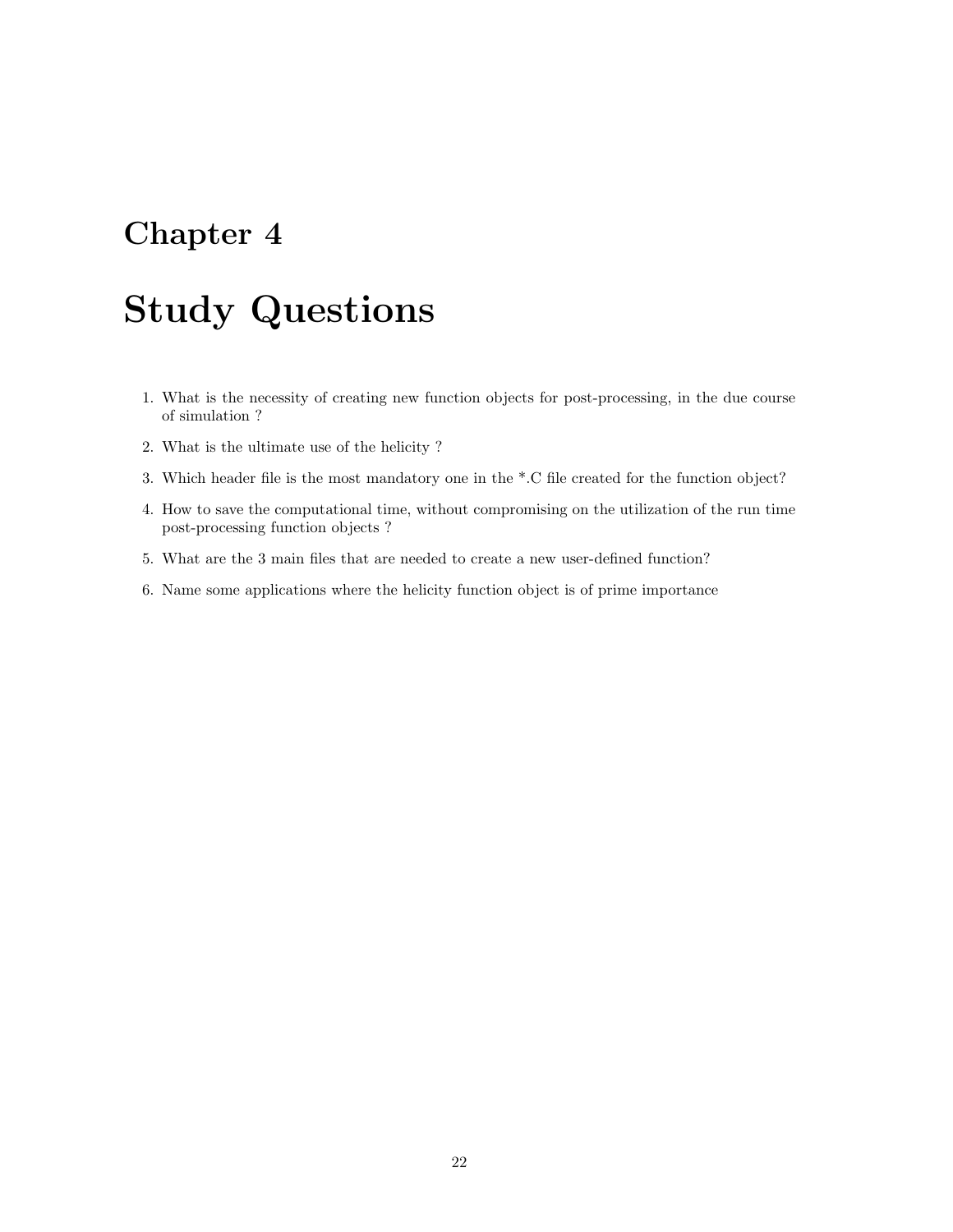# Chapter 4

# Study Questions

1. What is the necessity of creating new function objects for post-processing, in the due course of simulation ?
2. What is the ultimate use of the helicity ?
3. Which header file is the most mandatory one in the *.C file created for the function object?
4. How to save the computational time, without compromising on the utilization of the run time post-processing function objects ?
5. What are the 3 main files that are needed to create a new user-defined function?
6. Name some applications where the helicity function object is of prime importance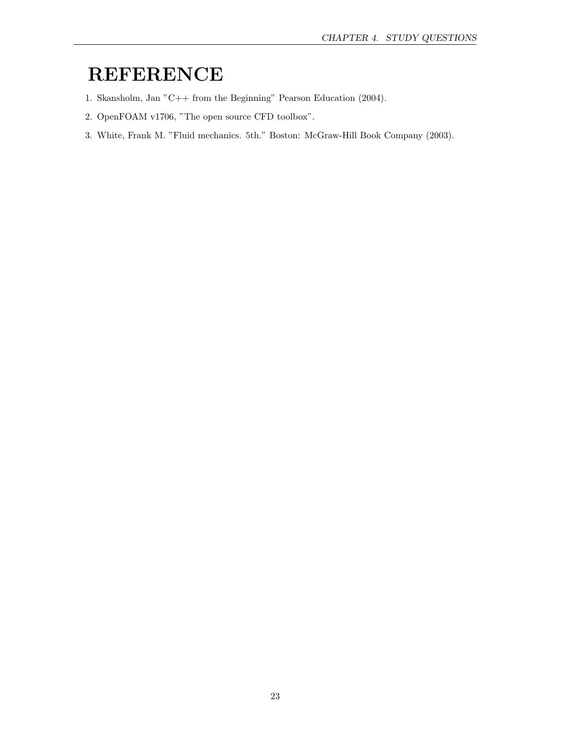# REFERENCE

1. Skansholm, Jan "C++ from the Beginning" Pearson Education (2004).
2. OpenFOAM v1706, "The open source CFD toolbox".
3. White, Frank M. "Fluid mechanics. 5th." Boston: McGraw-Hill Book Company (2003).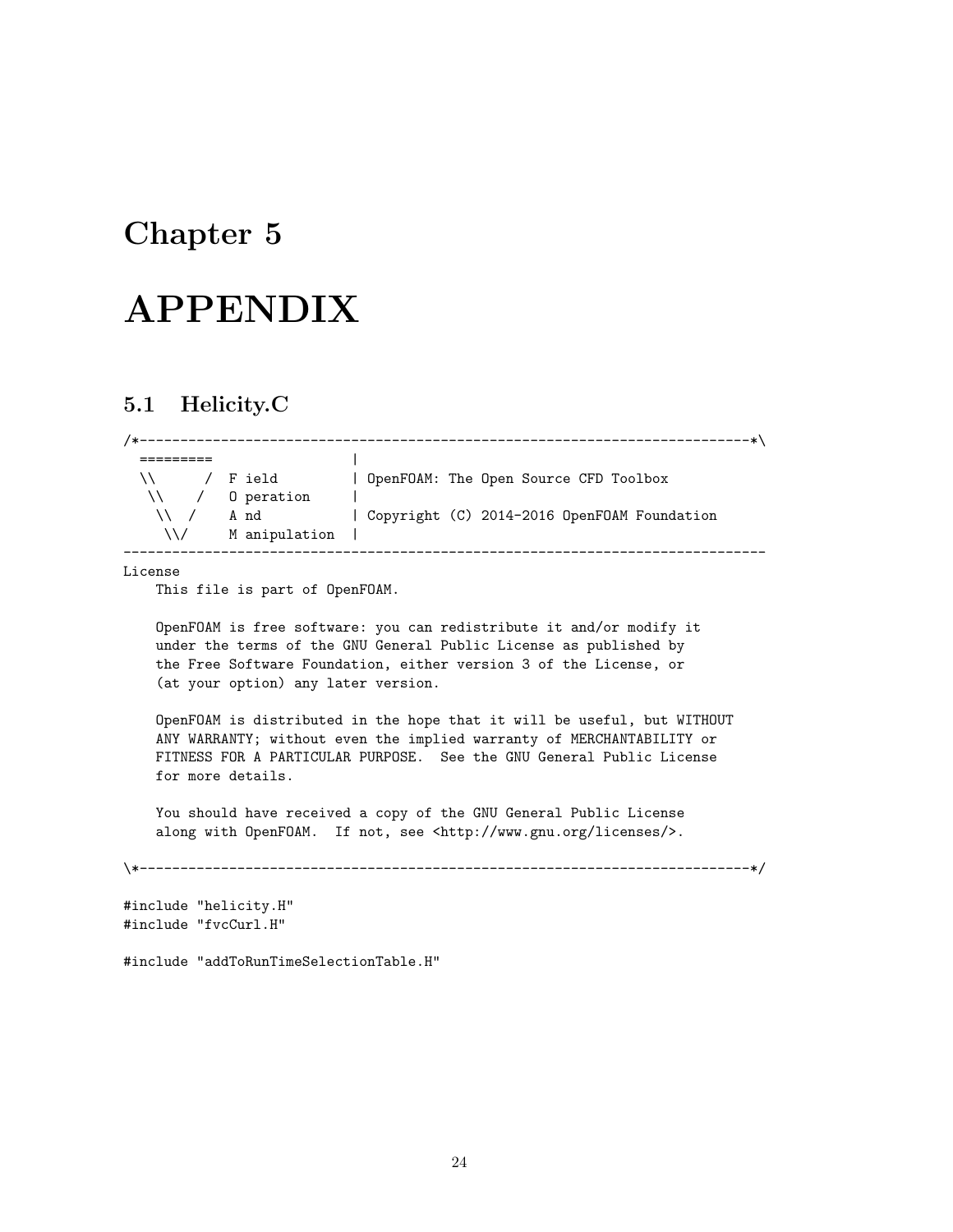# Chapter 5

# APPENDIX

## 5.1 Helicity.C

```
/*---------------------------------------------------------------------------*\
  =========                 |
  \\      /  F ield         | OpenFOAM: The Open Source CFD Toolbox
   \\    /   O peration     |
    \\  /    A nd           | Copyright (C) 2014-2016 OpenFOAM Foundation
     \\/     M anipulation  |
-------------------------------------------------------------------------------
License
    This file is part of OpenFOAM.

    OpenFOAM is free software: you can redistribute it and/or modify it
    under the terms of the GNU General Public License as published by
    the Free Software Foundation, either version 3 of the License, or
    (at your option) any later version.

    OpenFOAM is distributed in the hope that it will be useful, but WITHOUT
    ANY WARRANTY; without even the implied warranty of MERCHANTABILITY or
    FITNESS FOR A PARTICULAR PURPOSE.  See the GNU General Public License
    for more details.

    You should have received a copy of the GNU General Public License
    along with OpenFOAM.  If not, see <http://www.gnu.org/licenses/>.

\*---------------------------------------------------------------------------*/

#include "helicity.H"
#include "fvcCurl.H"

#include "addToRunTimeSelectionTable.H"
```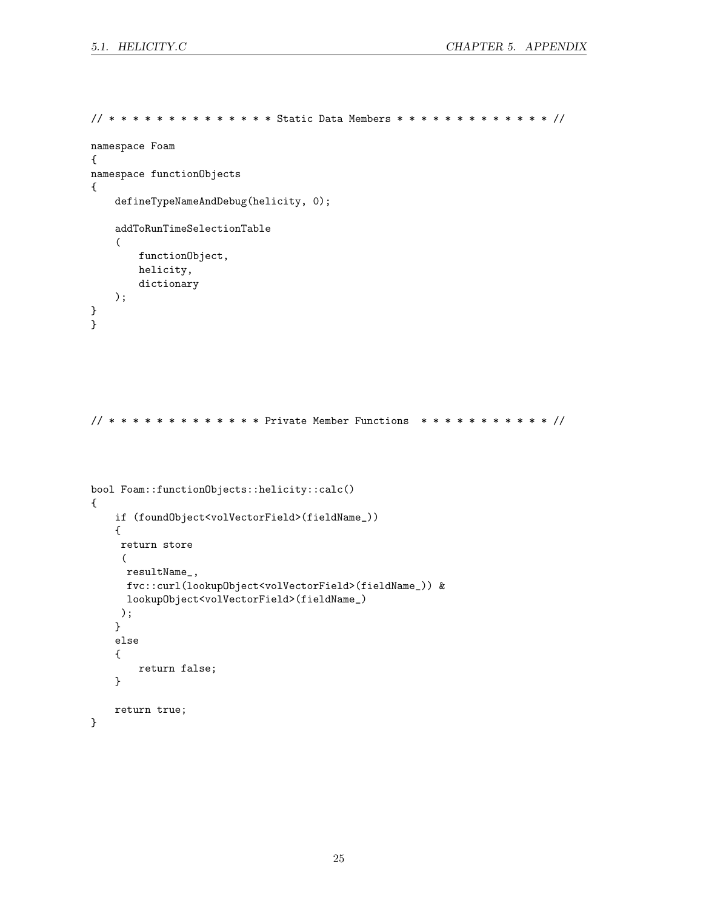```
// * * * * * * * * * * * * * * Static Data Members * * * * * * * * * * * * * //

namespace Foam
{
namespace functionObjects
{
    defineTypeNameAndDebug(helicity, 0);

    addToRunTimeSelectionTable
    (
        functionObject,
        helicity,
        dictionary
    );
}
}





// * * * * * * * * * * * * * Private Member Functions  * * * * * * * * * * * //



bool Foam::functionObjects::helicity::calc()
{
    if (foundObject<volVectorField>(fieldName_))
    {
     return store
     (
      resultName_,
      fvc::curl(lookupObject<volVectorField>(fieldName_)) &
      lookupObject<volVectorField>(fieldName_)
     );
    }
    else
    {
        return false;
    }

    return true;
}
```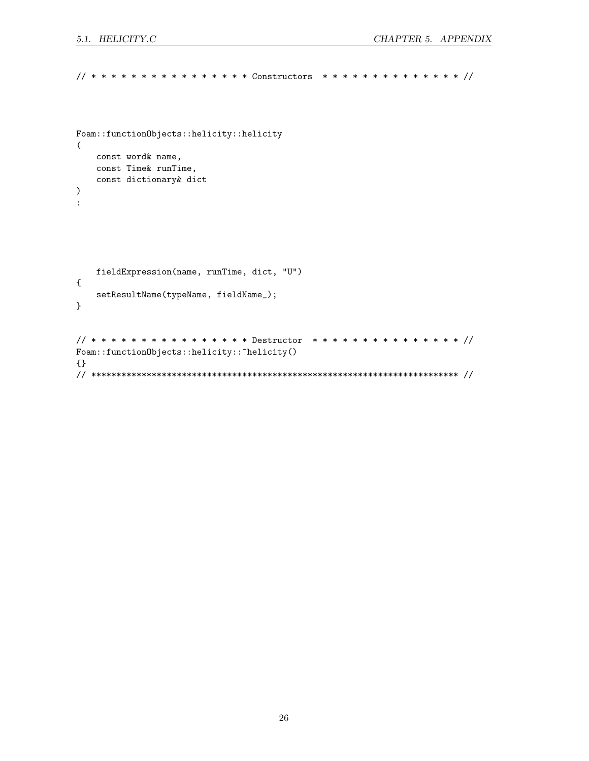```
// * * * * * * * * * * * * * * * * Constructors  * * * * * * * * * * * * * * //



Foam::functionObjects::helicity::helicity
(
    const word& name,
    const Time& runTime,
    const dictionary& dict
)
:





    fieldExpression(name, runTime, dict, "U")
{
    setResultName(typeName, fieldName_);
}


// * * * * * * * * * * * * * * * * Destructor  * * * * * * * * * * * * * * * //
Foam::functionObjects::helicity::~helicity()
{}
// ************************************************************************* //
```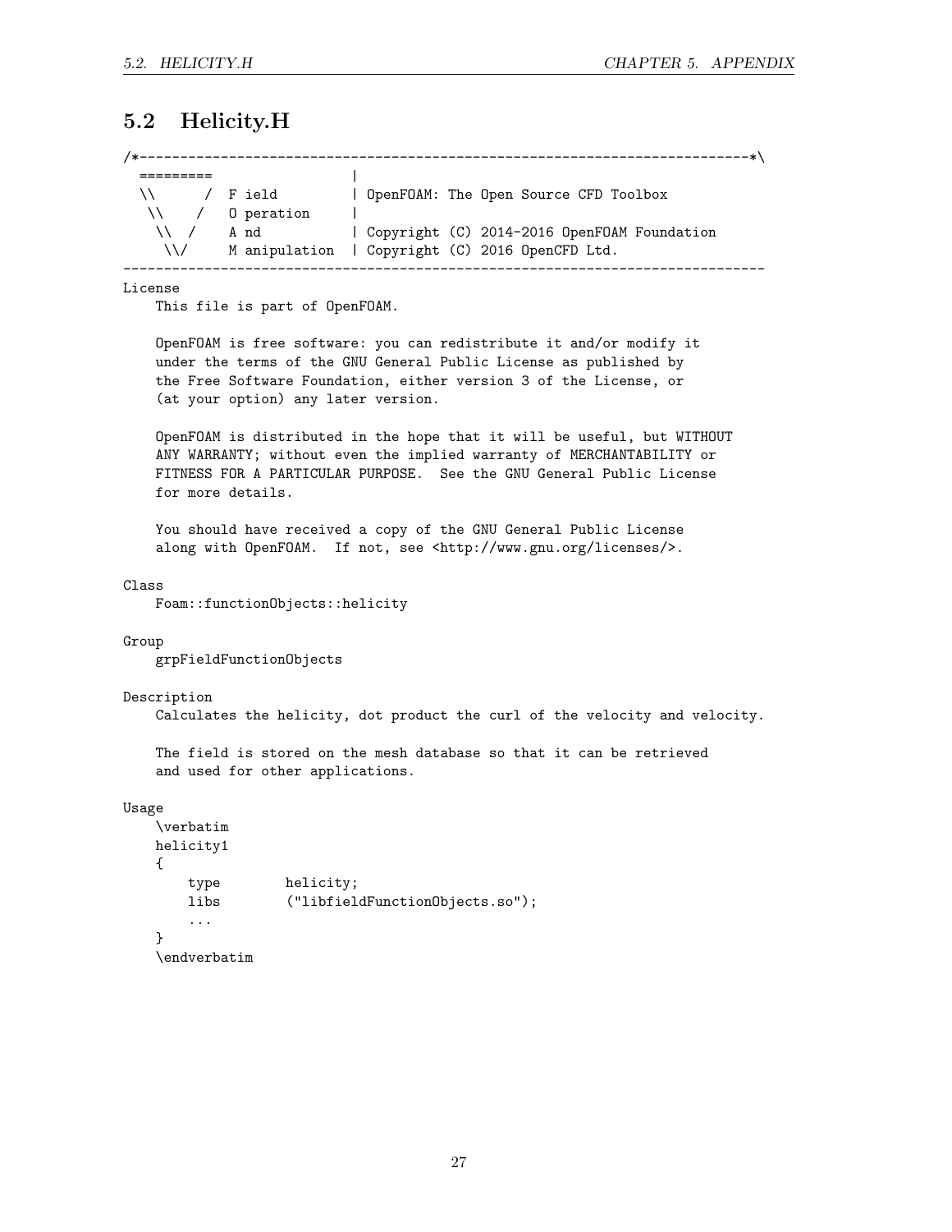## 5.2 Helicity.H

```
/*---------------------------------------------------------------------------*\
  =========                 |
  \\      /  F ield         | OpenFOAM: The Open Source CFD Toolbox
   \\    /   O peration     |
    \\  /    A nd           | Copyright (C) 2014-2016 OpenFOAM Foundation
     \\/     M anipulation  | Copyright (C) 2016 OpenCFD Ltd.
-------------------------------------------------------------------------------
License
    This file is part of OpenFOAM.

    OpenFOAM is free software: you can redistribute it and/or modify it
    under the terms of the GNU General Public License as published by
    the Free Software Foundation, either version 3 of the License, or
    (at your option) any later version.

    OpenFOAM is distributed in the hope that it will be useful, but WITHOUT
    ANY WARRANTY; without even the implied warranty of MERCHANTABILITY or
    FITNESS FOR A PARTICULAR PURPOSE.  See the GNU General Public License
    for more details.

    You should have received a copy of the GNU General Public License
    along with OpenFOAM.  If not, see <http://www.gnu.org/licenses/>.

Class
    Foam::functionObjects::helicity

Group
    grpFieldFunctionObjects

Description
    Calculates the helicity, dot product the curl of the velocity and velocity.

    The field is stored on the mesh database so that it can be retrieved
    and used for other applications.

Usage
    \verbatim
    helicity1
    {
        type        helicity;
        libs        ("libfieldFunctionObjects.so");
        ...
    }
    \endverbatim
```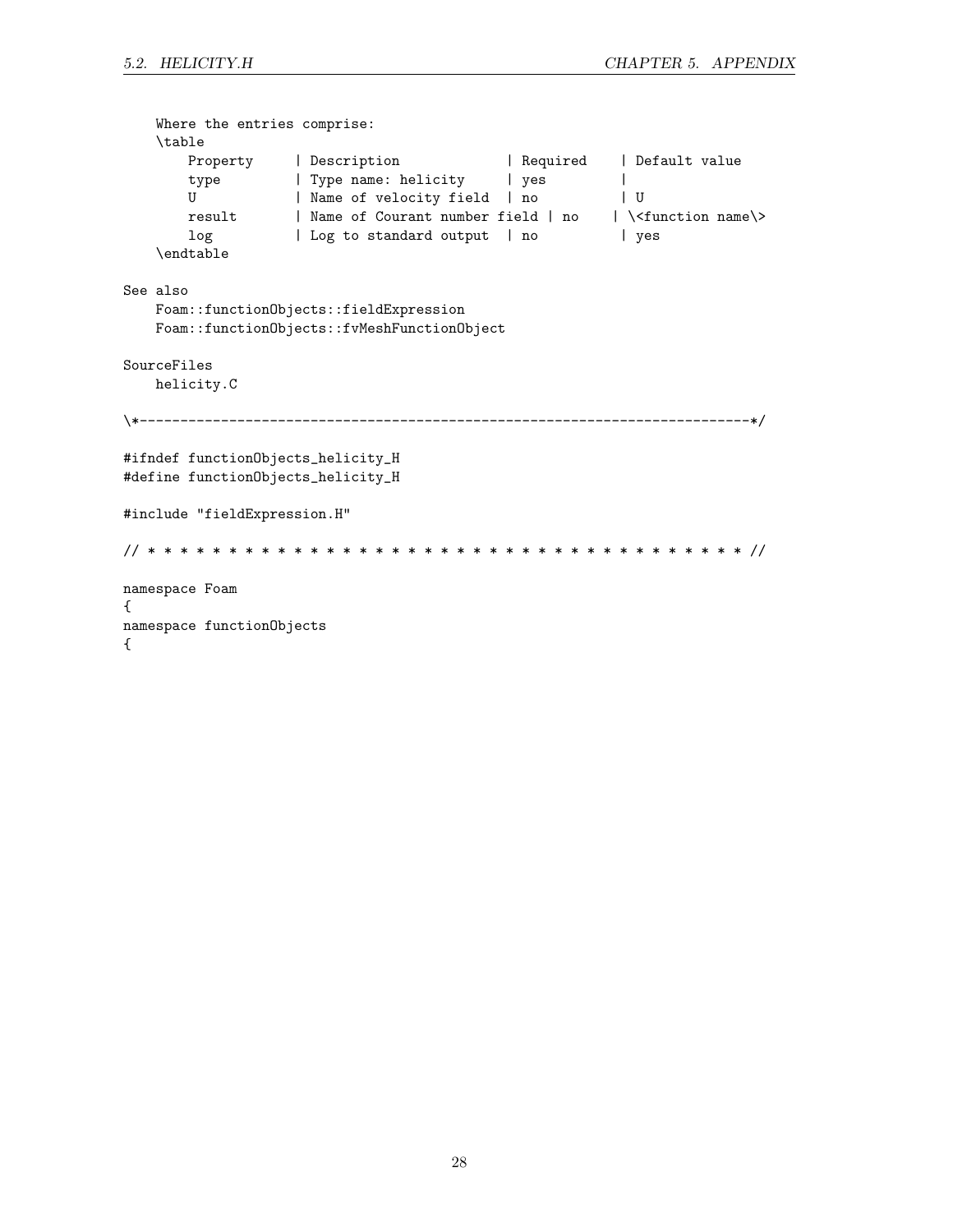```
    Where the entries comprise:
    \table
        Property     | Description             | Required    | Default value
        type         | Type name: helicity     | yes         |
        U            | Name of velocity field  | no          | U
        result       | Name of Courant number field | no    | \<function name\>
        log          | Log to standard output  | no          | yes
    \endtable

See also
    Foam::functionObjects::fieldExpression
    Foam::functionObjects::fvMeshFunctionObject

SourceFiles
    helicity.C

\*---------------------------------------------------------------------------*/

#ifndef functionObjects_helicity_H
#define functionObjects_helicity_H

#include "fieldExpression.H"

// * * * * * * * * * * * * * * * * * * * * * * * * * * * * * * * * * * * * * //

namespace Foam
{
namespace functionObjects
{
```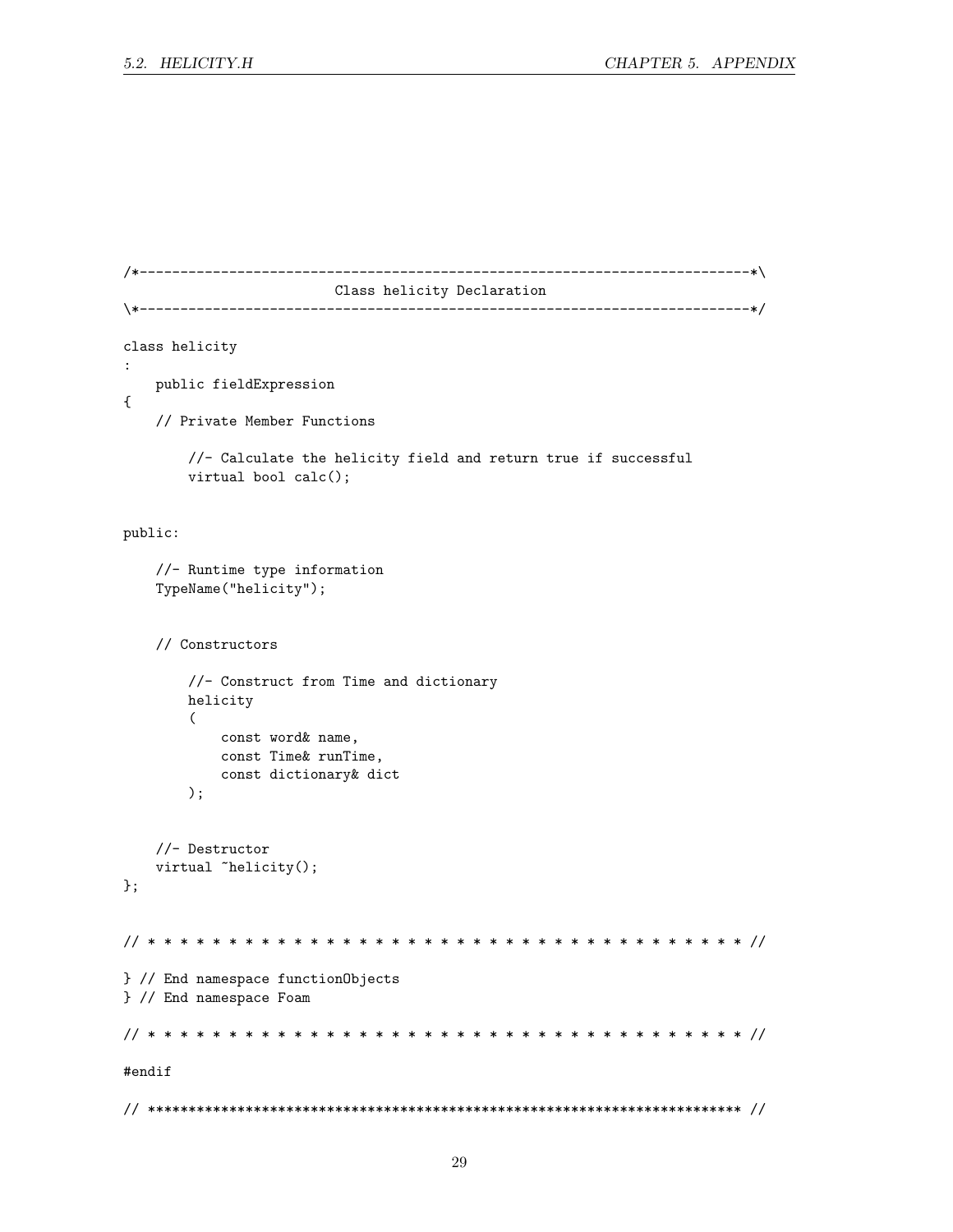```
/*---------------------------------------------------------------------------*\
                         Class helicity Declaration
\*---------------------------------------------------------------------------*/

class helicity
:
    public fieldExpression
{
    // Private Member Functions

        //- Calculate the helicity field and return true if successful
        virtual bool calc();


public:

    //- Runtime type information
    TypeName("helicity");


    // Constructors

        //- Construct from Time and dictionary
        helicity
        (
            const word& name,
            const Time& runTime,
            const dictionary& dict
        );


    //- Destructor
    virtual ~helicity();
};


// * * * * * * * * * * * * * * * * * * * * * * * * * * * * * * * * * * * * * //

} // End namespace functionObjects
} // End namespace Foam

// * * * * * * * * * * * * * * * * * * * * * * * * * * * * * * * * * * * * * //

#endif

// ************************************************************************* //
```